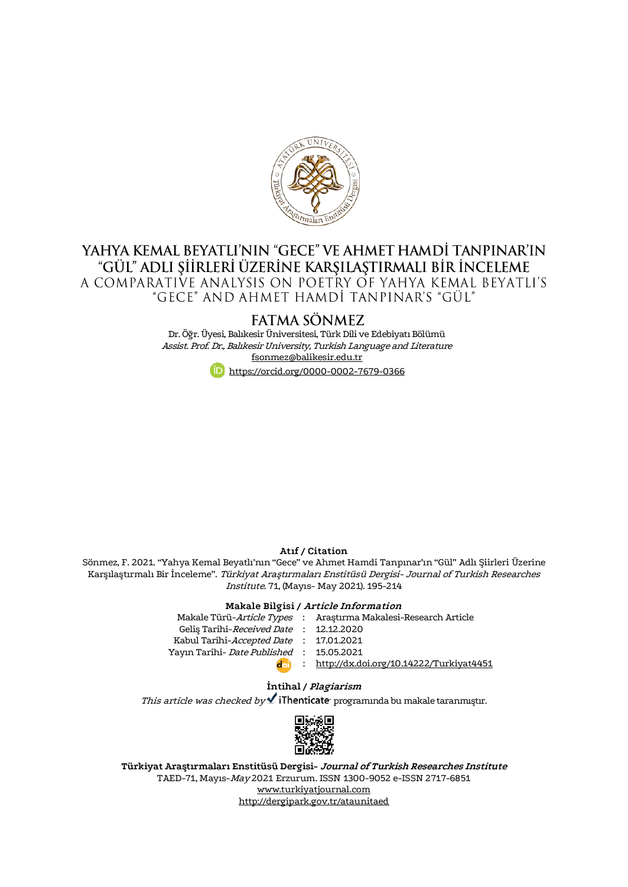# YAHYA KEMAL BEYATLI'NIN "GECE" VE AHMET HAMDİ TANPINAR'IN "GÜL" ADLI ŞİİRLERİ ÜZERİNE KARŞILAŞTIRMALI BİR İNCELEME

## A COMPARATIVE ANALYSIS ON POETRY OF YAHYA KEMAL BEYATLI'S "GECE" AND AHMET HAMDİ TANPINAR'S "GÜL"

### FATMA SÖNMEZ

Dr. Öğr. Üyesi, Balıkesir Üniversitesi, Türk Dili ve Edebiyatı Bölümü
*Assist. Prof. Dr., Balıkesir University, Turkish Language and Literature*
fsonmez@balikesir.edu.tr
https://orcid.org/0000-0002-7679-0366

**Atıf / Citation**

Sönmez, F. 2021. "Yahya Kemal Beyatlı'nın "Gece" ve Ahmet Hamdi Tanpınar'ın "Gül" Adlı Şiirleri Üzerine Karşılaştırmalı Bir İnceleme". *Türkiyat Araştırmaları Enstitüsü Dergisi- Journal of Turkish Researches Institute*. 71, (Mayıs- May 2021). 195-214

**Makale Bilgisi / *Article Information***

| | | |
|---|---|---|
| Makale Türü-*Article Types* | : | Araştırma Makalesi-Research Article |
| Geliş Tarihi-*Received Date* | : | 12.12.2020 |
| Kabul Tarihi-*Accepted Date* | : | 17.01.2021 |
| Yayın Tarihi- *Date Published* | : | 15.05.2021 |
| doi | : | http://dx.doi.org/10.14222/Turkiyat4451 |

**İntihal / *Plagiarism***

*This article was checked by* iThenticate programında bu makale taranmıştır.

**Türkiyat Araştırmaları Enstitüsü Dergisi-** ***Journal of Turkish Researches Institute***
TAED-71, Mayıs-*May* 2021 Erzurum. ISSN 1300-9052 e-ISSN 2717-6851
www.turkiyatjournal.com
http://dergipark.gov.tr/ataunitaed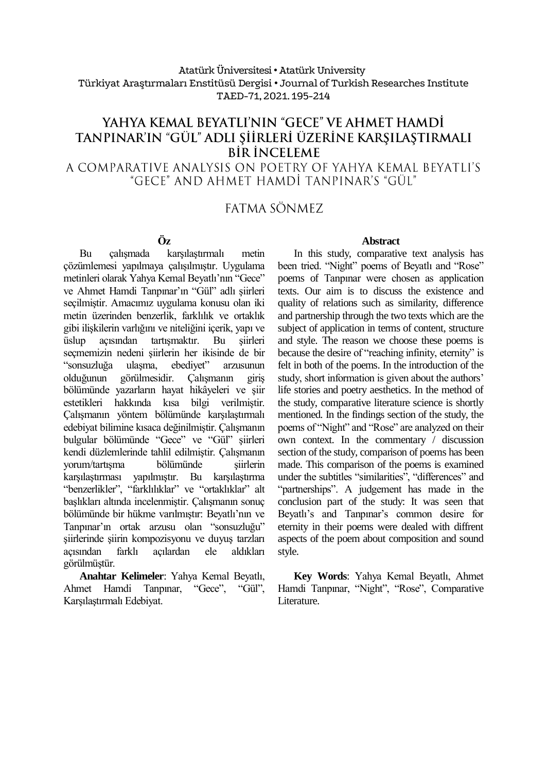Atatürk Üniversitesi • Atatürk University
Türkiyat Araştırmaları Enstitüsü Dergisi • Journal of Turkish Researches Institute
TAED-71, 2021. 195-214

# YAHYA KEMAL BEYATLI'NIN "GECE" VE AHMET HAMDİ TANPINAR'IN "GÜL" ADLI ŞİİRLERİ ÜZERİNE KARŞILAŞTIRMALI BİR İNCELEME

## A COMPARATIVE ANALYSIS ON POETRY OF YAHYA KEMAL BEYATLI'S "GECE" AND AHMET HAMDİ TANPINAR'S "GÜL"

FATMA SÖNMEZ

**Öz**

Bu çalışmada karşılaştırmalı metin çözümlemesi yapılmaya çalışılmıştır. Uygulama metinleri olarak Yahya Kemal Beyatlı'nın "Gece" ve Ahmet Hamdi Tanpınar'ın "Gül" adlı şiirleri seçilmiştir. Amacımız uygulama konusu olan iki metin üzerinden benzerlik, farklılık ve ortaklık gibi ilişkilerin varlığını ve niteliğini içerik, yapı ve üslup açısından tartışmaktır. Bu şiirleri seçmemizin nedeni şiirlerin her ikisinde de bir "sonsuzluğa ulaşma, ebediyet" arzusunun olduğunun görülmesidir. Çalışmanın giriş bölümünde yazarların hayat hikâyeleri ve şiir estetikleri hakkında kısa bilgi verilmiştir. Çalışmanın yöntem bölümünde karşılaştırmalı edebiyat bilimine kısaca değinilmiştir. Çalışmanın bulgular bölümünde "Gece" ve "Gül" şiirleri kendi düzlemlerinde tahlil edilmiştir. Çalışmanın yorum/tartışma bölümünde şiirlerin karşılaştırması yapılmıştır. Bu karşılaştırma "benzerlikler", "farklılıklar" ve "ortaklıklar" alt başlıkları altında incelenmiştir. Çalışmanın sonuç bölümünde bir hükme varılmıştır: Beyatlı'nın ve Tanpınar'ın ortak arzusu olan "sonsuzluğu" şiirlerinde şiirin kompozisyonu ve duyuş tarzları açısından farklı açılardan ele aldıkları görülmüştür.

**Anahtar Kelimeler**: Yahya Kemal Beyatlı, Ahmet Hamdi Tanpınar, "Gece", "Gül", Karşılaştırmalı Edebiyat.

**Abstract**

In this study, comparative text analysis has been tried. "Night" poems of Beyatlı and "Rose" poems of Tanpınar were chosen as application texts. Our aim is to discuss the existence and quality of relations such as similarity, difference and partnership through the two texts which are the subject of application in terms of content, structure and style. The reason we choose these poems is because the desire of "reaching infinity, eternity" is felt in both of the poems. In the introduction of the study, short information is given about the authors' life stories and poetry aesthetics. In the method of the study, comparative literature science is shortly mentioned. In the findings section of the study, the poems of "Night" and "Rose" are analyzed on their own context. In the commentary / discussion section of the study, comparison of poems has been made. This comparison of the poems is examined under the subtitles "similarities", "differences" and "partnerships". A judgement has made in the conclusion part of the study: It was seen that Beyatlı's and Tanpınar's common desire for eternity in their poems were dealed with diffrent aspects of the poem about composition and sound style.

**Key Words**: Yahya Kemal Beyatlı, Ahmet Hamdi Tanpınar, "Night", "Rose", Comparative Literature.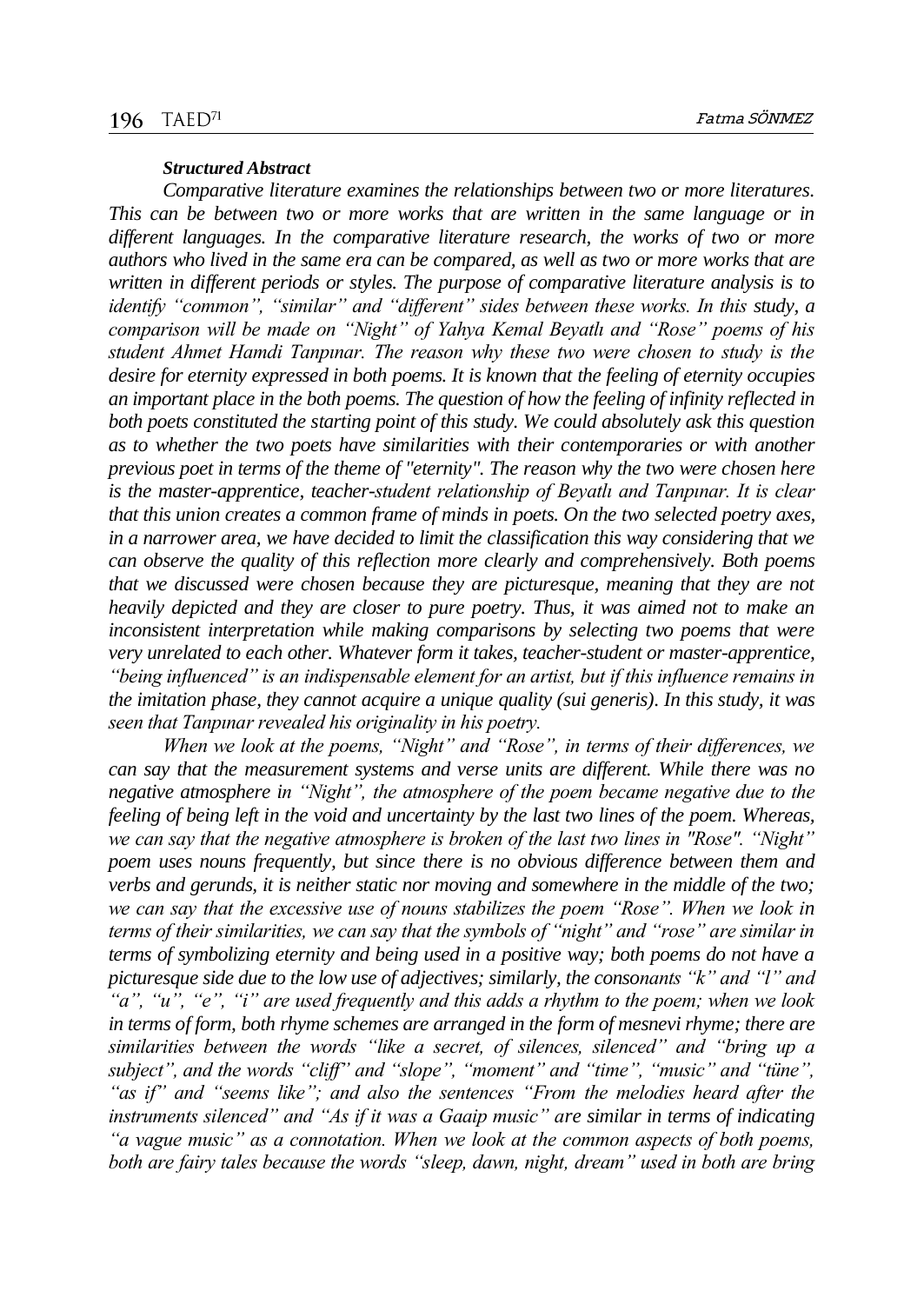***Structured Abstract***

*Comparative literature examines the relationships between two or more literatures. This can be between two or more works that are written in the same language or in different languages. In the comparative literature research, the works of two or more authors who lived in the same era can be compared, as well as two or more works that are written in different periods or styles. The purpose of comparative literature analysis is to identify "common", "similar" and "different" sides between these works. In this study, a comparison will be made on "Night" of Yahya Kemal Beyatlı and "Rose" poems of his student Ahmet Hamdi Tanpınar. The reason why these two were chosen to study is the desire for eternity expressed in both poems. It is known that the feeling of eternity occupies an important place in the both poems. The question of how the feeling of infinity reflected in both poets constituted the starting point of this study. We could absolutely ask this question as to whether the two poets have similarities with their contemporaries or with another previous poet in terms of the theme of "eternity". The reason why the two were chosen here is the master-apprentice, teacher-student relationship of Beyatlı and Tanpınar. It is clear that this union creates a common frame of minds in poets. On the two selected poetry axes, in a narrower area, we have decided to limit the classification this way considering that we can observe the quality of this reflection more clearly and comprehensively. Both poems that we discussed were chosen because they are picturesque, meaning that they are not heavily depicted and they are closer to pure poetry. Thus, it was aimed not to make an inconsistent interpretation while making comparisons by selecting two poems that were very unrelated to each other. Whatever form it takes, teacher-student or master-apprentice, "being influenced" is an indispensable element for an artist, but if this influence remains in the imitation phase, they cannot acquire a unique quality (sui generis). In this study, it was seen that Tanpınar revealed his originality in his poetry.*

*When we look at the poems, "Night" and "Rose", in terms of their differences, we can say that the measurement systems and verse units are different. While there was no negative atmosphere in "Night", the atmosphere of the poem became negative due to the feeling of being left in the void and uncertainty by the last two lines of the poem. Whereas, we can say that the negative atmosphere is broken of the last two lines in "Rose". "Night" poem uses nouns frequently, but since there is no obvious difference between them and verbs and gerunds, it is neither static nor moving and somewhere in the middle of the two; we can say that the excessive use of nouns stabilizes the poem "Rose". When we look in terms of their similarities, we can say that the symbols of "night" and "rose" are similar in terms of symbolizing eternity and being used in a positive way; both poems do not have a picturesque side due to the low use of adjectives; similarly, the consonants "k" and "l" and "a", "u", "e", "i" are used frequently and this adds a rhythm to the poem; when we look in terms of form, both rhyme schemes are arranged in the form of mesnevi rhyme; there are similarities between the words "like a secret, of silences, silenced" and "bring up a subject", and the words "cliff" and "slope", "moment" and "time", "music" and "tüne", "as if" and "seems like"; and also the sentences "From the melodies heard after the instruments silenced" and "As if it was a Gaaip music" are similar in terms of indicating "a vague music" as a connotation. When we look at the common aspects of both poems, both are fairy tales because the words "sleep, dawn, night, dream" used in both are bring*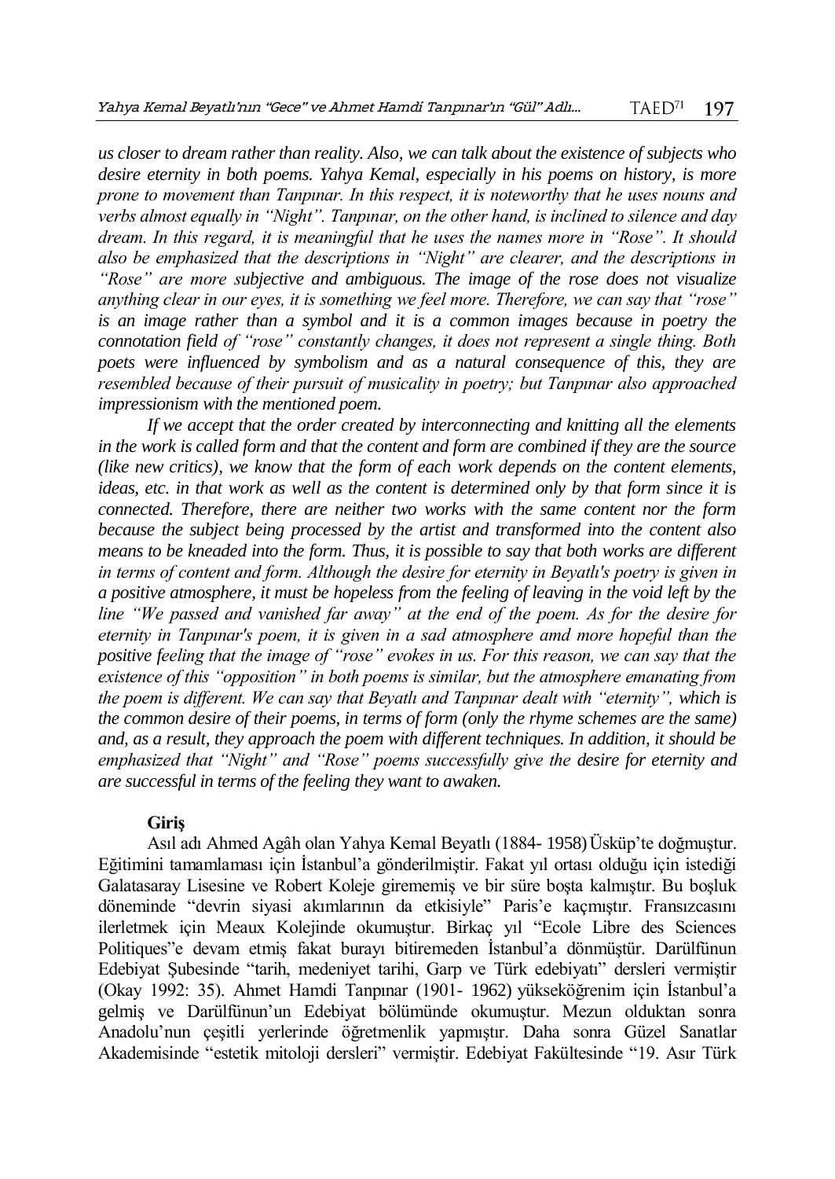*us closer to dream rather than reality. Also, we can talk about the existence of subjects who desire eternity in both poems. Yahya Kemal, especially in his poems on history, is more prone to movement than Tanpınar. In this respect, it is noteworthy that he uses nouns and verbs almost equally in "Night". Tanpınar, on the other hand, is inclined to silence and day dream. In this regard, it is meaningful that he uses the names more in "Rose". It should also be emphasized that the descriptions in "Night" are clearer, and the descriptions in "Rose" are more subjective and ambiguous. The image of the rose does not visualize anything clear in our eyes, it is something we feel more. Therefore, we can say that "rose" is an image rather than a symbol and it is a common images because in poetry the connotation field of "rose" constantly changes, it does not represent a single thing. Both poets were influenced by symbolism and as a natural consequence of this, they are resembled because of their pursuit of musicality in poetry; but Tanpınar also approached impressionism with the mentioned poem.*

*If we accept that the order created by interconnecting and knitting all the elements in the work is called form and that the content and form are combined if they are the source (like new critics), we know that the form of each work depends on the content elements, ideas, etc. in that work as well as the content is determined only by that form since it is connected. Therefore, there are neither two works with the same content nor the form because the subject being processed by the artist and transformed into the content also means to be kneaded into the form. Thus, it is possible to say that both works are different in terms of content and form. Although the desire for eternity in Beyatlı's poetry is given in a positive atmosphere, it must be hopeless from the feeling of leaving in the void left by the line "We passed and vanished far away" at the end of the poem. As for the desire for eternity in Tanpınar's poem, it is given in a sad atmosphere amd more hopeful than the positive feeling that the image of "rose" evokes in us. For this reason, we can say that the existence of this "opposition" in both poems is similar, but the atmosphere emanating from the poem is different. We can say that Beyatlı and Tanpınar dealt with "eternity", which is the common desire of their poems, in terms of form (only the rhyme schemes are the same) and, as a result, they approach the poem with different techniques. In addition, it should be emphasized that "Night" and "Rose" poems successfully give the desire for eternity and are successful in terms of the feeling they want to awaken.*

**Giriş**

Asıl adı Ahmed Agâh olan Yahya Kemal Beyatlı (1884- 1958) Üsküp'te doğmuştur. Eğitimini tamamlaması için İstanbul'a gönderilmiştir. Fakat yıl ortası olduğu için istediği Galatasaray Lisesine ve Robert Koleje girememiş ve bir süre boşta kalmıştır. Bu boşluk döneminde "devrin siyasi akımlarının da etkisiyle" Paris'e kaçmıştır. Fransızcasını ilerletmek için Meaux Kolejinde okumuştur. Birkaç yıl "Ecole Libre des Sciences Politiques"e devam etmiş fakat burayı bitiremeden İstanbul'a dönmüştür. Darülfünun Edebiyat Şubesinde "tarih, medeniyet tarihi, Garp ve Türk edebiyatı" dersleri vermiştir (Okay 1992: 35). Ahmet Hamdi Tanpınar (1901- 1962) yükseköğrenim için İstanbul'a gelmiş ve Darülfünun'un Edebiyat bölümünde okumuştur. Mezun olduktan sonra Anadolu'nun çeşitli yerlerinde öğretmenlik yapmıştır. Daha sonra Güzel Sanatlar Akademisinde "estetik mitoloji dersleri" vermiştir. Edebiyat Fakültesinde "19. Asır Türk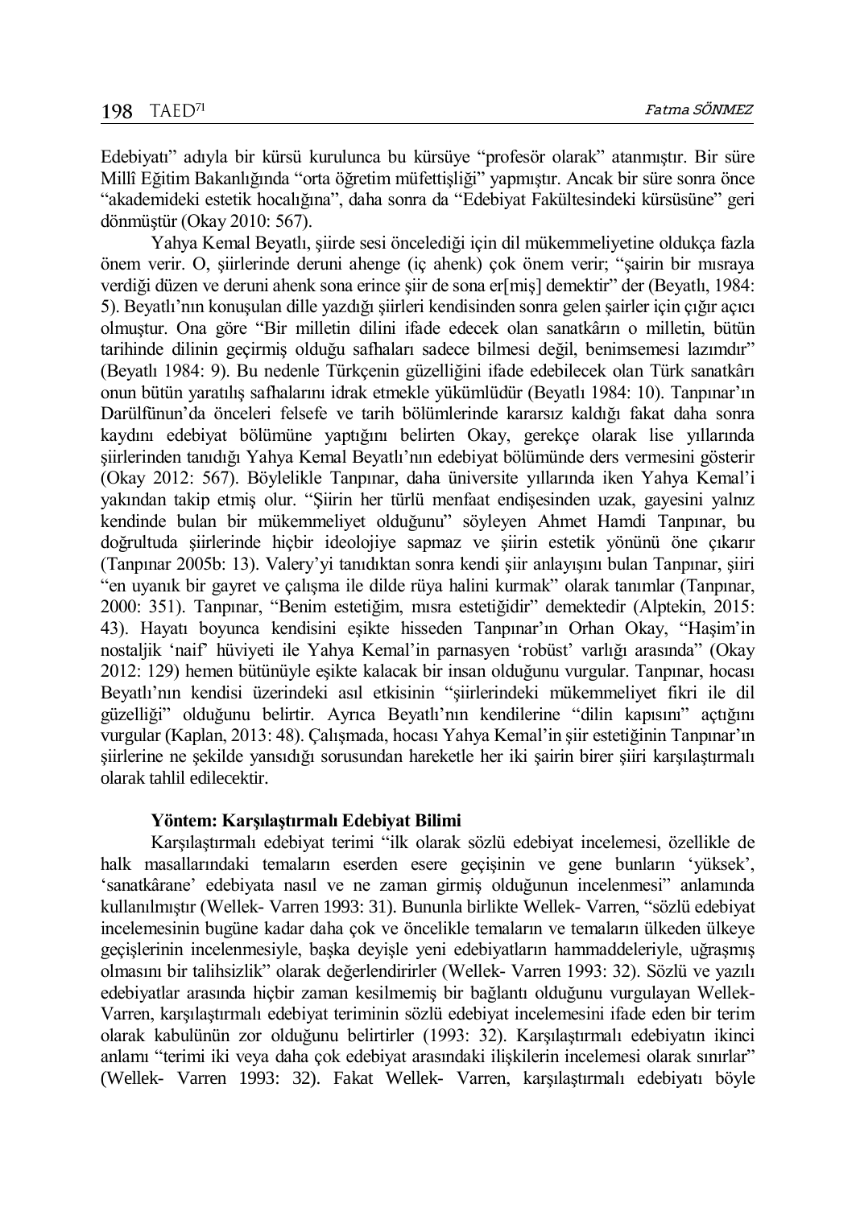Edebiyatı" adıyla bir kürsü kurulunca bu kürsüye "profesör olarak" atanmıştır. Bir süre Millî Eğitim Bakanlığında "orta öğretim müfettişliği" yapmıştır. Ancak bir süre sonra önce "akademideki estetik hocalığına", daha sonra da "Edebiyat Fakültesindeki kürsüsüne" geri dönmüştür (Okay 2010: 567).

Yahya Kemal Beyatlı, şiirde sesi öncelediği için dil mükemmeliyetine oldukça fazla önem verir. O, şiirlerinde deruni ahenge (iç ahenk) çok önem verir; "şairin bir mısraya verdiği düzen ve deruni ahenk sona erince şiir de sona er[miş] demektir" der (Beyatlı, 1984: 5). Beyatlı'nın konuşulan dille yazdığı şiirleri kendisinden sonra gelen şairler için çığır açıcı olmuştur. Ona göre "Bir milletin dilini ifade edecek olan sanatkârın o milletin, bütün tarihinde dilinin geçirmiş olduğu safhaları sadece bilmesi değil, benimsemesi lazımdır" (Beyatlı 1984: 9). Bu nedenle Türkçenin güzelliğini ifade edebilecek olan Türk sanatkârı onun bütün yaratılış safhalarını idrak etmekle yükümlüdür (Beyatlı 1984: 10). Tanpınar'ın Darülfünun'da önceleri felsefe ve tarih bölümlerinde kararsız kaldığı fakat daha sonra kaydını edebiyat bölümüne yaptığını belirten Okay, gerekçe olarak lise yıllarında şiirlerinden tanıdığı Yahya Kemal Beyatlı'nın edebiyat bölümünde ders vermesini gösterir (Okay 2012: 567). Böylelikle Tanpınar, daha üniversite yıllarında iken Yahya Kemal'i yakından takip etmiş olur. "Şiirin her türlü menfaat endişesinden uzak, gayesini yalnız kendinde bulan bir mükemmeliyet olduğunu" söyleyen Ahmet Hamdi Tanpınar, bu doğrultuda şiirlerinde hiçbir ideolojiye sapmaz ve şiirin estetik yönünü öne çıkarır (Tanpınar 2005b: 13). Valery'yi tanıdıktan sonra kendi şiir anlayışını bulan Tanpınar, şiiri "en uyanık bir gayret ve çalışma ile dilde rüya halini kurmak" olarak tanımlar (Tanpınar, 2000: 351). Tanpınar, "Benim estetiğim, mısra estetiğidir" demektedir (Alptekin, 2015: 43). Hayatı boyunca kendisini eşikte hisseden Tanpınar'ın Orhan Okay, "Haşim'in nostaljik 'naif' hüviyeti ile Yahya Kemal'in parnasyen 'robüst' varlığı arasında" (Okay 2012: 129) hemen bütünüyle eşikte kalacak bir insan olduğunu vurgular. Tanpınar, hocası Beyatlı'nın kendisi üzerindeki asıl etkisinin "şiirlerindeki mükemmeliyet fikri ile dil güzelliği" olduğunu belirtir. Ayrıca Beyatlı'nın kendilerine "dilin kapısını" açtığını vurgular (Kaplan, 2013: 48). Çalışmada, hocası Yahya Kemal'in şiir estetiğinin Tanpınar'ın şiirlerine ne şekilde yansıdığı sorusundan hareketle her iki şairin birer şiiri karşılaştırmalı olarak tahlil edilecektir.

**Yöntem: Karşılaştırmalı Edebiyat Bilimi**

Karşılaştırmalı edebiyat terimi "ilk olarak sözlü edebiyat incelemesi, özellikle de halk masallarındaki temaların eserden esere geçişinin ve gene bunların 'yüksek', 'sanatkârane' edebiyata nasıl ve ne zaman girmiş olduğunun incelenmesi" anlamında kullanılmıştır (Wellek- Varren 1993: 31). Bununla birlikte Wellek- Varren, "sözlü edebiyat incelemesinin bugüne kadar daha çok ve öncelikle temaların ve temaların ülkeden ülkeye geçişlerinin incelenmesiyle, başka deyişle yeni edebiyatların hammaddeleriyle, uğraşmış olmasını bir talihsizlik" olarak değerlendirirler (Wellek- Varren 1993: 32). Sözlü ve yazılı edebiyatlar arasında hiçbir zaman kesilmemiş bir bağlantı olduğunu vurgulayan Wellek-Varren, karşılaştırmalı edebiyat teriminin sözlü edebiyat incelemesini ifade eden bir terim olarak kabulünün zor olduğunu belirtirler (1993: 32). Karşılaştırmalı edebiyatın ikinci anlamı "terimi iki veya daha çok edebiyat arasındaki ilişkilerin incelemesi olarak sınırlar" (Wellek- Varren 1993: 32). Fakat Wellek- Varren, karşılaştırmalı edebiyatı böyle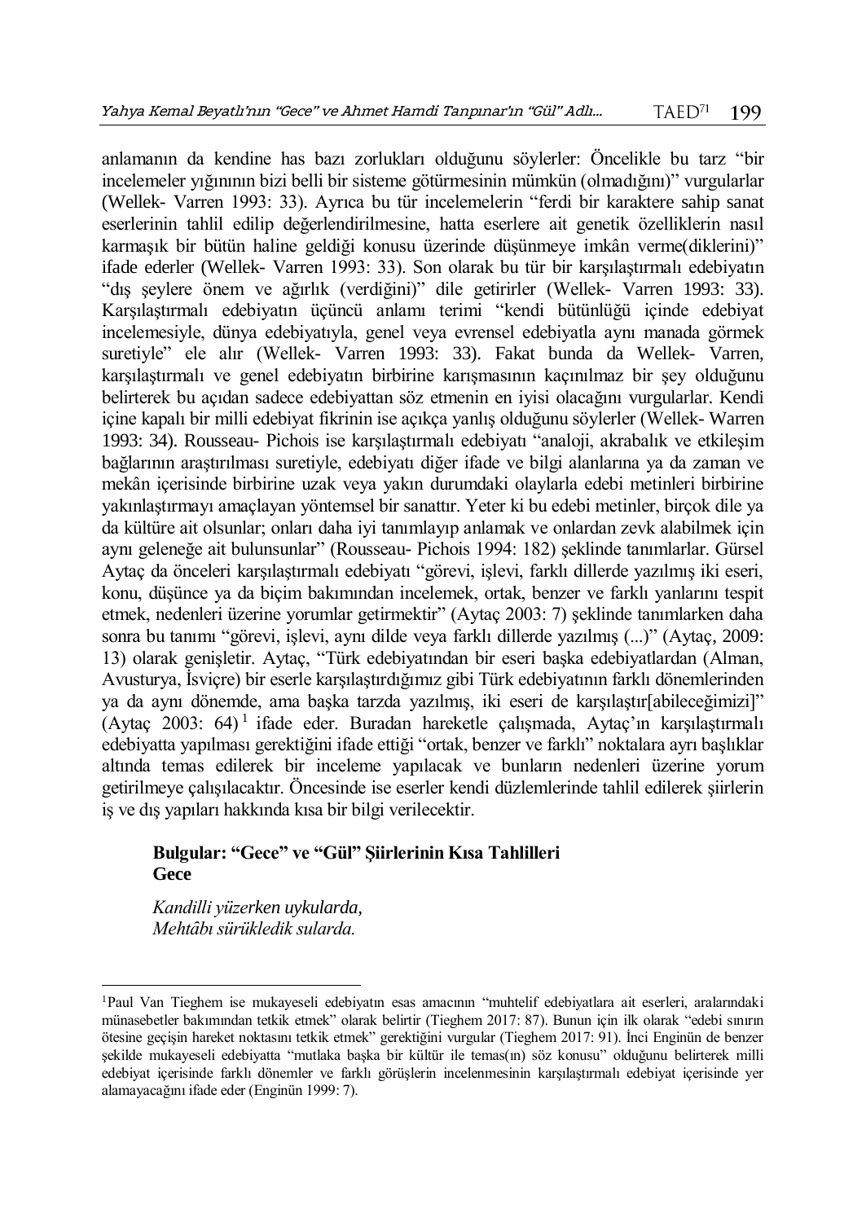anlamanın da kendine has bazı zorlukları olduğunu söylerler: Öncelikle bu tarz "bir incelemeler yığınının bizi belli bir sisteme götürmesinin mümkün (olmadığını)" vurgularlar (Wellek- Varren 1993: 33). Ayrıca bu tür incelemelerin "ferdi bir karaktere sahip sanat eserlerinin tahlil edilip değerlendirilmesine, hatta eserlere ait genetik özelliklerin nasıl karmaşık bir bütün haline geldiği konusu üzerinde düşünmeye imkân verme(diklerini)" ifade ederler (Wellek- Varren 1993: 33). Son olarak bu tür bir karşılaştırmalı edebiyatın "dış şeylere önem ve ağırlık (verdiğini)" dile getirirler (Wellek- Varren 1993: 33). Karşılaştırmalı edebiyatın üçüncü anlamı terimi "kendi bütünlüğü içinde edebiyat incelemesiyle, dünya edebiyatıyla, genel veya evrensel edebiyatla aynı manada görmek suretiyle" ele alır (Wellek- Varren 1993: 33). Fakat bunda da Wellek- Varren, karşılaştırmalı ve genel edebiyatın birbirine karışmasının kaçınılmaz bir şey olduğunu belirterek bu açıdan sadece edebiyattan söz etmenin en iyisi olacağını vurgularlar. Kendi içine kapalı bir milli edebiyat fikrinin ise açıkça yanlış olduğunu söylerler (Wellek- Warren 1993: 34). Rousseau- Pichois ise karşılaştırmalı edebiyatı "analoji, akrabalık ve etkileşim bağlarının araştırılması suretiyle, edebiyatı diğer ifade ve bilgi alanlarına ya da zaman ve mekân içerisinde birbirine uzak veya yakın durumdaki olaylarla edebi metinleri birbirine yakınlaştırmayı amaçlayan yöntemsel bir sanattır. Yeter ki bu edebi metinler, birçok dile ya da kültüre ait olsunlar; onları daha iyi tanımlayıp anlamak ve onlardan zevk alabilmek için aynı geleneğe ait bulunsunlar" (Rousseau- Pichois 1994: 182) şeklinde tanımlarlar. Gürsel Aytaç da önceleri karşılaştırmalı edebiyatı "görevi, işlevi, farklı dillerde yazılmış iki eseri, konu, düşünce ya da biçim bakımından incelemek, ortak, benzer ve farklı yanlarını tespit etmek, nedenleri üzerine yorumlar getirmektir" (Aytaç 2003: 7) şeklinde tanımlarken daha sonra bu tanımı "görevi, işlevi, aynı dilde veya farklı dillerde yazılmış (...)" (Aytaç, 2009: 13) olarak genişletir. Aytaç, "Türk edebiyatından bir eseri başka edebiyatlardan (Alman, Avusturya, İsviçre) bir eserle karşılaştırdığımız gibi Türk edebiyatının farklı dönemlerinden ya da aynı dönemde, ama başka tarzda yazılmış, iki eseri de karşılaştır[abileceğimizi]" (Aytaç 2003: 64) [1] ifade eder. Buradan hareketle çalışmada, Aytaç'ın karşılaştırmalı edebiyatta yapılması gerektiğini ifade ettiği "ortak, benzer ve farklı" noktalara ayrı başlıklar altında temas edilerek bir inceleme yapılacak ve bunların nedenleri üzerine yorum getirilmeye çalışılacaktır. Öncesinde ise eserler kendi düzlemlerinde tahlil edilerek şiirlerin iş ve dış yapıları hakkında kısa bir bilgi verilecektir.

## Bulgular: "Gece" ve "Gül" Şiirlerinin Kısa Tahlilleri

### Gece

*Kandilli yüzerken uykularda,*
*Mehtâbı sürükledik sularda.*

---

[1] Paul Van Tieghem ise mukayeseli edebiyatın esas amacının "muhtelif edebiyatlara ait eserleri, aralarındaki münasebetler bakımından tetkik etmek" olarak belirtir (Tieghem 2017: 87). Bunun için ilk olarak "edebi sınırın ötesine geçişin hareket noktasını tetkik etmek" gerektiğini vurgular (Tieghem 2017: 91). İnci Enginün de benzer şekilde mukayeseli edebiyatta "mutlaka başka bir kültür ile temas(ın) söz konusu" olduğunu belirterek milli edebiyat içerisinde farklı dönemler ve farklı görüşlerin incelenmesinin karşılaştırmalı edebiyat içerisinde yer alamayacağını ifade eder (Enginün 1999: 7).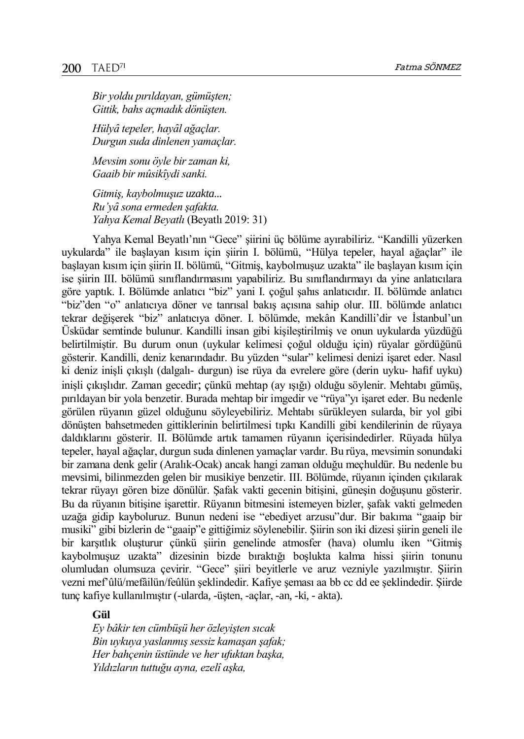*Bir yoldu pırıldayan, gümüşten;*
*Gittik, bahs açmadık dönüşten.*

*Hülyâ tepeler, hayâl ağaçlar.*
*Durgun suda dinlenen yamaçlar.*

*Mevsim sonu öyle bir zaman ki,*
*Gaaib bir mûsikîydi sanki.*

*Gitmiş, kaybolmuşuz uzakta...*
*Ru'yâ sona ermeden şafakta.*
*Yahya Kemal Beyatlı* (Beyatlı 2019: 31)

Yahya Kemal Beyatlı'nın "Gece" şiirini üç bölüme ayırabiliriz. "Kandilli yüzerken uykularda" ile başlayan kısım için şiirin I. bölümü, "Hülya tepeler, hayal ağaçlar" ile başlayan kısım için şiirin II. bölümü, "Gitmiş, kaybolmuşuz uzakta" ile başlayan kısım için ise şiirin III. bölümü sınıflandırmasını yapabiliriz. Bu sınıflandırmayı da yine anlatıcılara göre yaptık. I. Bölümde anlatıcı "biz" yani I. çoğul şahıs anlatıcıdır. II. bölümde anlatıcı "biz"den "o" anlatıcıya döner ve tanrısal bakış açısına sahip olur. III. bölümde anlatıcı tekrar değişerek "biz" anlatıcıya döner. I. bölümde, mekân Kandilli'dir ve İstanbul'un Üsküdar semtinde bulunur. Kandilli insan gibi kişileştirilmiş ve onun uykularda yüzdüğü belirtilmiştir. Bu durum onun (uykular kelimesi çoğul olduğu için) rüyalar gördüğünü gösterir. Kandilli, deniz kenarındadır. Bu yüzden "sular" kelimesi denizi işaret eder. Nasıl ki deniz inişli çıkışlı (dalgalı- durgun) ise rüya da evrelere göre (derin uyku- hafif uyku) inişli çıkışlıdır. Zaman gecedir; çünkü mehtap (ay ışığı) olduğu söylenir. Mehtabı gümüş, pırıldayan bir yola benzetir. Burada mehtap bir imgedir ve "rüya"yı işaret eder. Bu nedenle görülen rüyanın güzel olduğunu söyleyebiliriz. Mehtabı sürükleyen sularda, bir yol gibi dönüşten bahsetmeden gittiklerinin belirtilmesi tıpkı Kandilli gibi kendilerinin de rüyaya daldıklarını gösterir. II. Bölümde artık tamamen rüyanın içerisindedirler. Rüyada hülya tepeler, hayal ağaçlar, durgun suda dinlenen yamaçlar vardır. Bu rüya, mevsimin sonundaki bir zamana denk gelir (Aralık-Ocak) ancak hangi zaman olduğu meçhuldür. Bu nedenle bu mevsimi, bilinmezden gelen bir musikiye benzetir. III. Bölümde, rüyanın içinden çıkılarak tekrar rüyayı gören bize dönülür. Şafak vakti gecenin bitişini, güneşin doğuşunu gösterir. Bu da rüyanın bitişine işarettir. Rüyanın bitmesini istemeyen bizler, şafak vakti gelmeden uzağa gidip kayboluruz. Bunun nedeni ise "ebediyet arzusu"dur. Bir bakıma "gaaip bir musiki" gibi bizlerin de "gaaip"e gittiğimiz söylenebilir. Şiirin son iki dizesi şiirin geneli ile bir karşıtlık oluşturur çünkü şiirin genelinde atmosfer (hava) olumlu iken "Gitmiş kaybolmuşuz uzakta" dizesinin bizde bıraktığı boşlukta kalma hissi şiirin tonunu olumludan olumsuza çevirir. "Gece" şiiri beyitlerle ve aruz vezniyle yazılmıştır. Şiirin vezni mef'ûlü/mefâilün/feûlün şeklindedir. Kafiye şeması aa bb cc dd ee şeklindedir. Şiirde tunç kafiye kullanılmıştır (-ularda, -üşten, -açlar, -an, -ki, - akta).

**Gül**

*Ey bâkir ten cümbüşü her özleyişten sıcak*
*Bin uykuya yaslanmış sessiz kamaşan şafak;*
*Her bahçenin üstünde ve her ufuktan başka,*
*Yıldızların tuttuğu ayna, ezelî aşka,*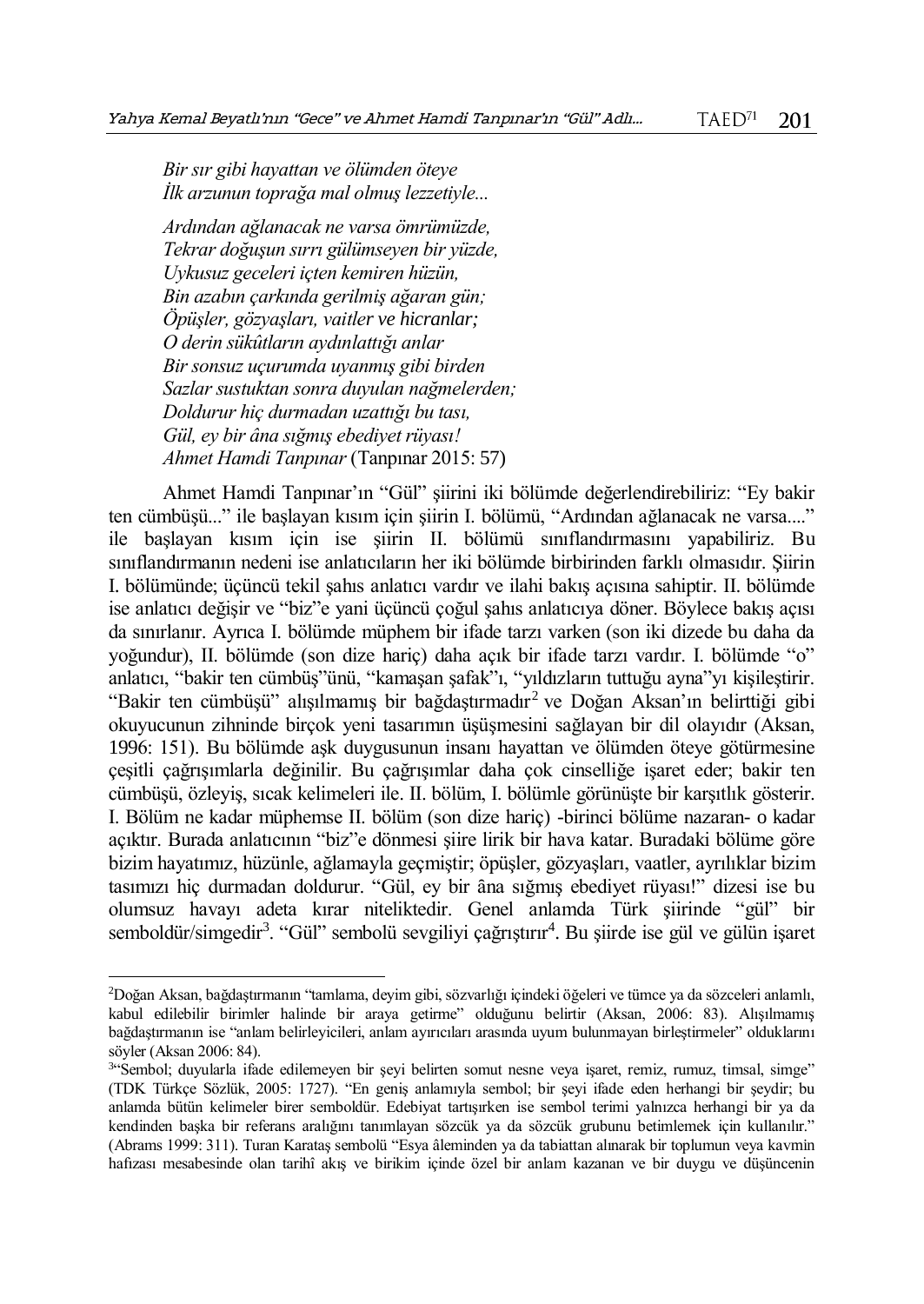*Bir sır gibi hayattan ve ölümden öteye*
*İlk arzunun toprağa mal olmuş lezzetiyle...*

*Ardından ağlanacak ne varsa ömrümüzde,*
*Tekrar doğuşun sırrı gülümseyen bir yüzde,*
*Uykusuz geceleri içten kemiren hüzün,*
*Bin azabın çarkında gerilmiş ağaran gün;*
*Öpüşler, gözyaşları, vaitler ve hicranlar;*
*O derin sükûtların aydınlattığı anlar*
*Bir sonsuz uçurumda uyanmış gibi birden*
*Sazlar sustuktan sonra duyulan nağmelerden;*
*Doldurur hiç durmadan uzattığı bu tası,*
*Gül, ey bir âna sığmış ebediyet rüyası!*
*Ahmet Hamdi Tanpınar* (Tanpınar 2015: 57)

Ahmet Hamdi Tanpınar'ın "Gül" şiirini iki bölümde değerlendirebiliriz: "Ey bakir ten cümbüşü..." ile başlayan kısım için şiirin I. bölümü, "Ardından ağlanacak ne varsa...." ile başlayan kısım için ise şiirin II. bölümü sınıflandırmasını yapabiliriz. Bu sınıflandırmanın nedeni ise anlatıcıların her iki bölümde birbirinden farklı olmasıdır. Şiirin I. bölümünde; üçüncü tekil şahıs anlatıcı vardır ve ilahi bakış açısına sahiptir. II. bölümde ise anlatıcı değişir ve "biz"e yani üçüncü çoğul şahıs anlatıcıya döner. Böylece bakış açısı da sınırlanır. Ayrıca I. bölümde müphem bir ifade tarzı varken (son iki dizede bu daha da yoğundur), II. bölümde (son dize hariç) daha açık bir ifade tarzı vardır. I. bölümde "o" anlatıcı, "bakir ten cümbüş"ünü, "kamaşan şafak"ı, "yıldızların tuttuğu ayna"yı kişileştirir. "Bakir ten cümbüşü" alışılmamış bir bağdaştırmadır[2] ve Doğan Aksan'ın belirttiği gibi okuyucunun zihninde birçok yeni tasarımın üşüşmesini sağlayan bir dil olayıdır (Aksan, 1996: 151). Bu bölümde aşk duygusunun insanı hayattan ve ölümden öteye götürmesine çeşitli çağrışımlarla değinilir. Bu çağrışımlar daha çok cinselliğe işaret eder; bakir ten cümbüşü, özleyiş, sıcak kelimeleri ile. II. bölüm, I. bölümle görünüşte bir karşıtlık gösterir. I. Bölüm ne kadar müphemse II. bölüm (son dize hariç) -birinci bölüme nazaran- o kadar açıktır. Burada anlatıcının "biz"e dönmesi şiire lirik bir hava katar. Buradaki bölüme göre bizim hayatımız, hüzünle, ağlamayla geçmiştir; öpüşler, gözyaşları, vaatler, ayrılıklar bizim tasımızı hiç durmadan doldurur. "Gül, ey bir âna sığmış ebediyet rüyası!" dizesi ise bu olumsuz havayı adeta kırar niteliktedir. Genel anlamda Türk şiirinde "gül" bir semboldür/simgedir[3]. "Gül" sembolü sevgiliyi çağrıştırır[4]. Bu şiirde ise gül ve gülün işaret

---

[2] Doğan Aksan, bağdaştırmanın "tamlama, deyim gibi, sözvarlığı içindeki öğeleri ve tümce ya da sözceleri anlamlı, kabul edilebilir birimler halinde bir araya getirme" olduğunu belirtir (Aksan, 2006: 83). Alışılmamış bağdaştırmanın ise "anlam belirleyicileri, anlam ayırıcıları arasında uyum bulunmayan birleştirmeler" olduklarını söyler (Aksan 2006: 84).

[3] "Sembol; duyularla ifade edilemeyen bir şeyi belirten somut nesne veya işaret, remiz, rumuz, timsal, simge" (TDK Türkçe Sözlük, 2005: 1727). "En geniş anlamıyla sembol; bir şeyi ifade eden herhangi bir şeydir; bu anlamda bütün kelimeler birer semboldür. Edebiyat tartışırken ise sembol terimi yalnızca herhangi bir ya da kendinden başka bir referans aralığını tanımlayan sözcük ya da sözcük grubunu betimlemek için kullanılır." (Abrams 1999: 311). Turan Karataş sembolü "Eşya âleminden ya da tabiattan alınarak bir toplumun veya kavmin hafızası mesabesinde olan tarihî akış ve birikim içinde özel bir anlam kazanan ve bir duygu ve düşüncenin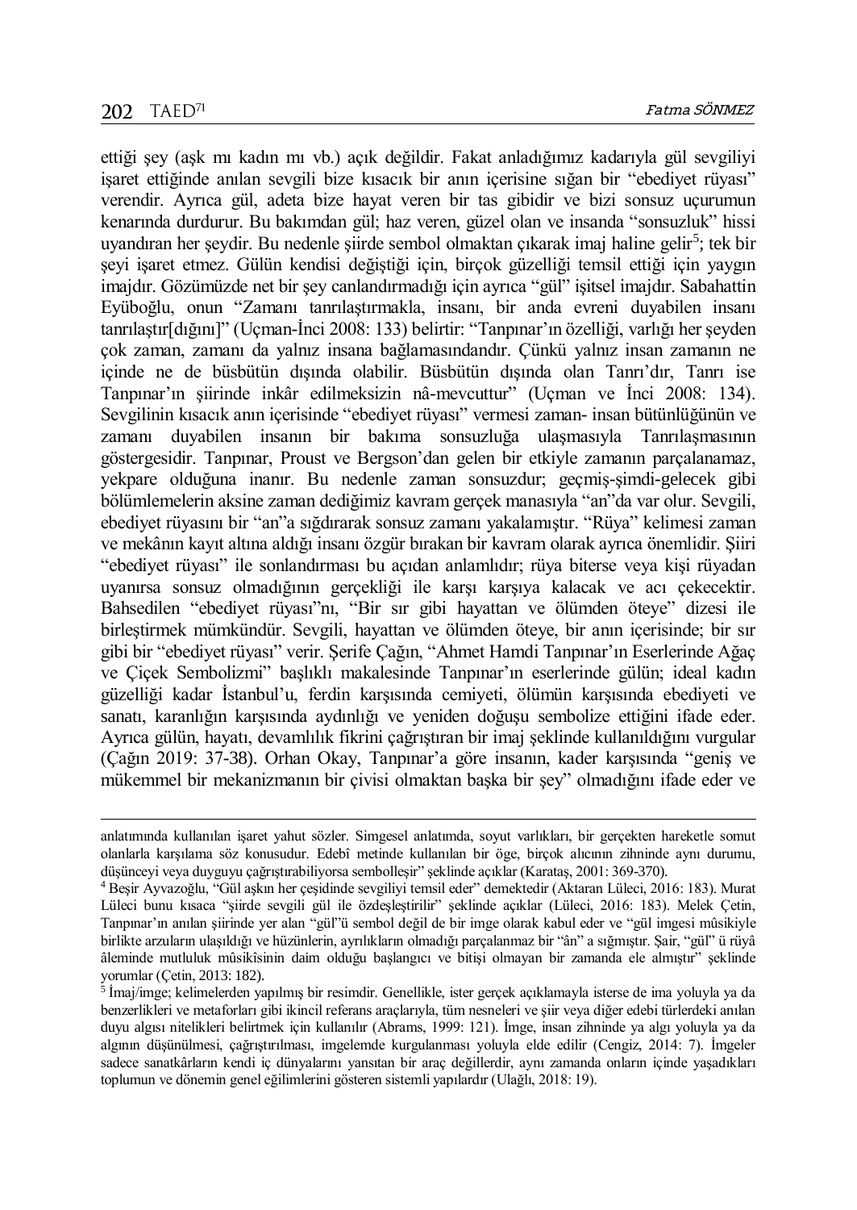ettiği şey (aşk mı kadın mı vb.) açık değildir. Fakat anladığımız kadarıyla gül sevgiliyi işaret ettiğinde anılan sevgili bize kısacık bir anın içerisine sığan bir "ebediyet rüyası" verendir. Ayrıca gül, adeta bize hayat veren bir tas gibidir ve bizi sonsuz uçurumun kenarında durdurur. Bu bakımdan gül; haz veren, güzel olan ve insanda "sonsuzluk" hissi uyandıran her şeydir. Bu nedenle şiirde sembol olmaktan çıkarak imaj haline gelir[5]; tek bir şeyi işaret etmez. Gülün kendisi değiştiği için, birçok güzelliği temsil ettiği için yaygın imajdır. Gözümüzde net bir şey canlandırmadığı için ayrıca "gül" işitsel imajdır. Sabahattin Eyüboğlu, onun "Zamanı tanrılaştırmakla, insanı, bir anda evreni duyabilen insanı tanrılaştır[dığını]" (Uçman-İnci 2008: 133) belirtir: "Tanpınar'ın özelliği, varlığı her şeyden çok zaman, zamanı da yalnız insana bağlamasındandır. Çünkü yalnız insan zamanın ne içinde ne de büsbütün dışında olabilir. Büsbütün dışında olan Tanrı'dır, Tanrı ise Tanpınar'ın şiirinde inkâr edilmeksizin nâ-mevcuttur" (Uçman ve İnci 2008: 134). Sevgilinin kısacık anın içerisinde "ebediyet rüyası" vermesi zaman- insan bütünlüğünün ve zamanı duyabilen insanın bir bakıma sonsuzluğa ulaşmasıyla Tanrılaşmasının göstergesidir. Tanpınar, Proust ve Bergson'dan gelen bir etkiyle zamanın parçalanamaz, yekpare olduğuna inanır. Bu nedenle zaman sonsuzdur; geçmiş-şimdi-gelecek gibi bölümlemelerin aksine zaman dediğimiz kavram gerçek manasıyla "an"da var olur. Sevgili, ebediyet rüyasını bir "an"a sığdırarak sonsuz zamanı yakalamıştır. "Rüya" kelimesi zaman ve mekânın kayıt altına aldığı insanı özgür bırakan bir kavram olarak ayrıca önemlidir. Şiiri "ebediyet rüyası" ile sonlandırması bu açıdan anlamlıdır; rüya biterse veya kişi rüyadan uyanırsa sonsuz olmadığının gerçekliği ile karşı karşıya kalacak ve acı çekecektir. Bahsedilen "ebediyet rüyası"nı, "Bir sır gibi hayattan ve ölümden öteye" dizesi ile birleştirmek mümkündür. Sevgili, hayattan ve ölümden öteye, bir anın içerisinde; bir sır gibi bir "ebediyet rüyası" verir. Şerife Çağın, "Ahmet Hamdi Tanpınar'ın Eserlerinde Ağaç ve Çiçek Sembolizmi" başlıklı makalesinde Tanpınar'ın eserlerinde gülün; ideal kadın güzelliği kadar İstanbul'u, ferdin karşısında cemiyeti, ölümün karşısında ebediyeti ve sanatı, karanlığın karşısında aydınlığı ve yeniden doğuşu sembolize ettiğini ifade eder. Ayrıca gülün, hayatı, devamlılık fikrini çağrıştıran bir imaj şeklinde kullanıldığını vurgular (Çağın 2019: 37-38). Orhan Okay, Tanpınar'a göre insanın, kader karşısında "geniş ve mükemmel bir mekanizmanın bir çivisi olmaktan başka bir şey" olmadığını ifade eder ve

---

anlatımında kullanılan işaret yahut sözler. Simgesel anlatımda, soyut varlıkları, bir gerçekten hareketle somut olanlarla karşılama söz konusudur. Edebî metinde kullanılan bir öğe, birçok alıcının zihninde aynı durumu, düşünceyi veya duyguyu çağrıştırabiliyorsa sembolleşir" şeklinde açıklar (Karataş, 2001: 369-370).

[4] Beşir Ayvazoğlu, "Gül aşkın her çeşidinde sevgiliyi temsil eder" demektedir (Aktaran Lüleci, 2016: 183). Murat Lüleci bunu kısaca "şiirde sevgili gül ile özdeşleştirilir" şeklinde açıklar (Lüleci, 2016: 183). Melek Çetin, Tanpınar'ın anılan şiirinde yer alan "gül"ü sembol değil de bir imge olarak kabul eder ve "gül imgesi mûsikiyle birlikte arzuların ulaşıldığı ve hüzünlerin, ayrılıkların olmadığı parçalanmaz bir "ân" a sığmıştır. Şair, "gül" ü rüyâ âleminde mutluluk mûsikîsinin daim olduğu başlangıcı ve bitişi olmayan bir zamanda ele almıştır" şeklinde yorumlar (Çetin, 2013: 182).

[5] İmaj/imge; kelimelerden yapılmış bir resimdir. Genellikle, ister gerçek açıklamayla isterse de ima yoluyla ya da benzerlikleri ve metaforları gibi ikincil referans araçlarıyla, tüm nesneleri ve şiir veya diğer edebi türlerdeki anılan duyu algısı niteliklerini belirtmek için kullanılır (Abrams, 1999: 121). İmge, insan zihninde ya algı yoluyla ya da algının düşünülmesi, çağrıştırılması, imgelemde kurgulanması yoluyla elde edilir (Cengiz, 2014: 7). İmgeler sadece sanatkârların kendi iç dünyalarını yansıtan bir araç değillerdir, aynı zamanda onların içinde yaşadıkları toplumun ve dönemin genel eğilimlerini gösteren sistemli yapılardır (Ulağlı, 2018: 19).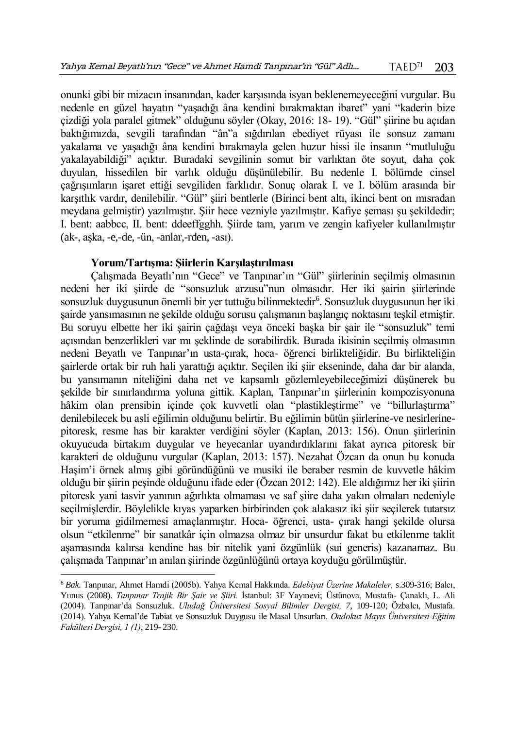onunki gibi bir mizacın insanından, kader karşısında isyan beklenemeyeceğini vurgular. Bu nedenle en güzel hayatın "yaşadığı âna kendini bırakmaktan ibaret" yani "kaderin bize çizdiği yola paralel gitmek" olduğunu söyler (Okay, 2016: 18- 19). "Gül" şiirine bu açıdan baktığımızda, sevgili tarafından "ân"a sığdırılan ebediyet rüyası ile sonsuz zamanı yakalama ve yaşadığı âna kendini bırakmayla gelen huzur hissi ile insanın "mutluluğu yakalayabildiği" açıktır. Buradaki sevgilinin somut bir varlıktan öte soyut, daha çok duyulan, hissedilen bir varlık olduğu düşünülebilir. Bu nedenle I. bölümde cinsel çağrışımların işaret ettiği sevgiliden farklıdır. Sonuç olarak I. ve I. bölüm arasında bir karşıtlık vardır, denilebilir. "Gül" şiiri bentlerle (Birinci bent altı, ikinci bent on mısradan meydana gelmiştir) yazılmıştır. Şiir hece vezniyle yazılmıştır. Kafiye şeması şu şekildedir; I. bent: aabbcc, II. bent: ddeeffgghh. Şiirde tam, yarım ve zengin kafiyeler kullanılmıştır (ak-, aşka, -e,-de, -ün, -anlar,-rden, -ası).

**Yorum/Tartışma: Şiirlerin Karşılaştırılması**

Çalışmada Beyatlı'nın "Gece" ve Tanpınar'ın "Gül" şiirlerinin seçilmiş olmasının nedeni her iki şiirde de "sonsuzluk arzusu"nun olmasıdır. Her iki şairin şiirlerinde sonsuzluk duygusunun önemli bir yer tuttuğu bilinmektedir[6]. Sonsuzluk duygusunun her iki şairde yansımasının ne şekilde olduğu sorusu çalışmanın başlangıç noktasını teşkil etmiştir. Bu soruyu elbette her iki şairin çağdaşı veya önceki başka bir şair ile "sonsuzluk" temi açısından benzerlikleri var mı şeklinde de sorabilirdik. Burada ikisinin seçilmiş olmasının nedeni Beyatlı ve Tanpınar'ın usta-çırak, hoca- öğrenci birlikteliğidir. Bu birlikteliğin şairlerde ortak bir ruh hali yarattığı açıktır. Seçilen iki şiir ekseninde, daha dar bir alanda, bu yansımanın niteliğini daha net ve kapsamlı gözlemleyebileceğimizi düşünerek bu şekilde bir sınırlandırma yoluna gittik. Kaplan, Tanpınar'ın şiirlerinin kompozisyonuna hâkim olan prensibin içinde çok kuvvetli olan "plastikleştirme" ve "billurlaştırma" denilebilecek bu asli eğilimin olduğunu belirtir. Bu eğilimin bütün şiirlerine-ve nesirlerine-pitoresk, resme has bir karakter verdiğini söyler (Kaplan, 2013: 156). Onun şiirlerinin okuyucuda birtakım duygular ve heyecanlar uyandırdıklarını fakat ayrıca pitoresk bir karakteri de olduğunu vurgular (Kaplan, 2013: 157). Nezahat Özcan da onun bu konuda Haşim'i örnek almış gibi göründüğünü ve musiki ile beraber resmin de kuvvetle hâkim olduğu bir şiirin peşinde olduğunu ifade eder (Özcan 2012: 142). Ele aldığımız her iki şiirin pitoresk yani tasvir yanının ağırlıkta olmaması ve saf şiire daha yakın olmaları nedeniyle seçilmişlerdir. Böylelikle kıyas yaparken birbirinden çok alakasız iki şiir seçilerek tutarsız bir yoruma gidilmemesi amaçlanmıştır. Hoca- öğrenci, usta- çırak hangi şekilde olursa olsun "etkilenme" bir sanatkâr için olmazsa olmaz bir unsurdur fakat bu etkilenme taklit aşamasında kalırsa kendine has bir nitelik yani özgünlük (sui generis) kazanamaz. Bu çalışmada Tanpınar'ın anılan şiirinde özgünlüğünü ortaya koyduğu görülmüştür.

---

[6] *Bak.* Tanpınar, Ahmet Hamdi (2005b). Yahya Kemal Hakkında. *Edebiyat Üzerine Makaleler,* s.309-316; Balcı, Yunus (2008). *Tanpınar Trajik Bir Şair ve Şiiri.* İstanbul: 3F Yayınevi; Üstünova, Mustafa- Çanaklı, L. Ali (2004). Tanpınar'da Sonsuzluk. *Uludağ Üniversitesi Sosyal Bilimler Dergisi, 7,* 109-120; Özbalcı, Mustafa. (2014). Yahya Kemal'de Tabiat ve Sonsuzluk Duygusu ile Masal Unsurları. *Ondokuz Mayıs Üniversitesi Eğitim Fakültesi Dergisi, 1 (1)*, 219- 230.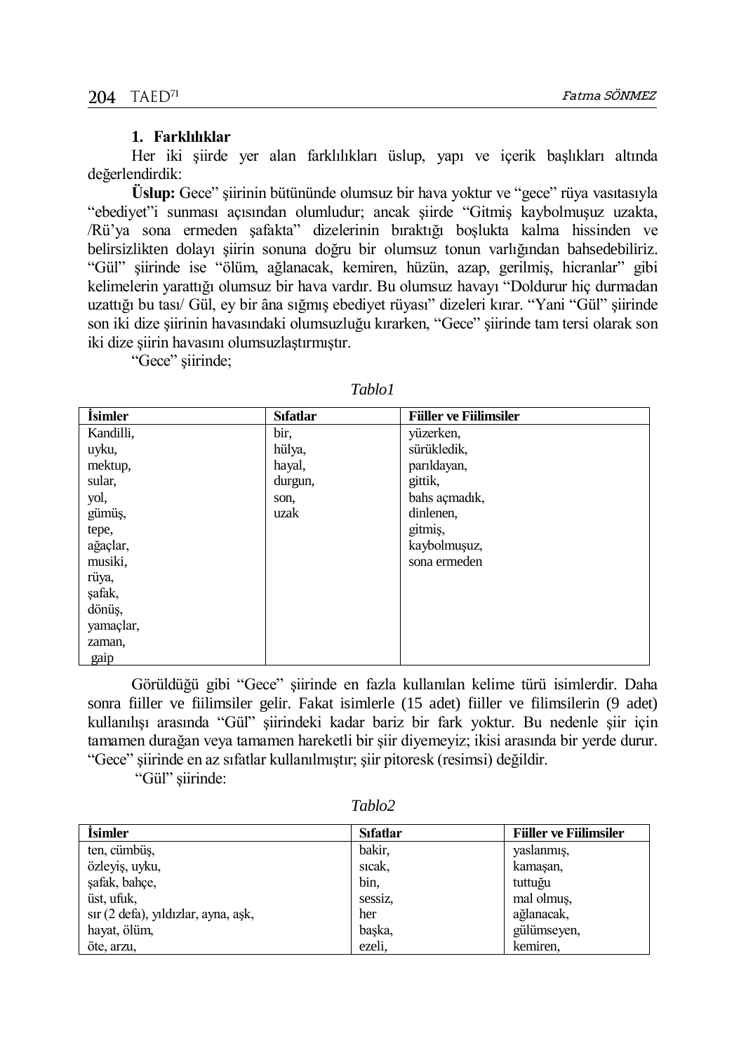### 1. Farklılıklar

Her iki şiirde yer alan farklılıkları üslup, yapı ve içerik başlıkları altında değerlendirdik:

**Üslup:** Gece" şiirinin bütününde olumsuz bir hava yoktur ve "gece" rüya vasıtasıyla "ebediyet"i sunması açısından olumludur; ancak şiirde "Gitmiş kaybolmuşuz uzakta, /Rü'ya sona ermeden şafakta" dizelerinin bıraktığı boşlukta kalma hissinden ve belirsizlikten dolayı şiirin sonuna doğru bir olumsuz tonun varlığından bahsedebiliriz. "Gül" şiirinde ise "ölüm, ağlanacak, kemiren, hüzün, azap, gerilmiş, hicranlar" gibi kelimelerin yarattığı olumsuz bir hava vardır. Bu olumsuz havayı "Doldurur hiç durmadan uzattığı bu tası/ Gül, ey bir âna sığmış ebediyet rüyası" dizeleri kırar. "Yani "Gül" şiirinde son iki dize şiirinin havasındaki olumsuzluğu kırarken, "Gece" şiirinde tam tersi olarak son iki dize şiirin havasını olumsuzlaştırmıştır.

"Gece" şiirinde;

*Tablo1*

| İsimler | Sıfatlar | Fiiller ve Fiilimsiler |
|---|---|---|
| Kandilli, | bir, | yüzerken, |
| uyku, | hülya, | sürükledik, |
| mektup, | hayal, | parıldayan, |
| sular, | durgun, | gittik, |
| yol, | son, | bahs açmadık, |
| gümüş, | uzak | dinlenen, |
| tepe, | | gitmiş, |
| ağaçlar, | | kaybolmuşuz, |
| musiki, | | sona ermeden |
| rüya, | | |
| şafak, | | |
| dönüş, | | |
| yamaçlar, | | |
| zaman, | | |
| gaip | | |

Görüldüğü gibi "Gece" şiirinde en fazla kullanılan kelime türü isimlerdir. Daha sonra fiiller ve fiilimsiler gelir. Fakat isimlerle (15 adet) fiiller ve filimsilerin (9 adet) kullanılışı arasında "Gül" şiirindeki kadar bariz bir fark yoktur. Bu nedenle şiir için tamamen durağan veya tamamen hareketli bir şiir diyemeyiz; ikisi arasında bir yerde durur. "Gece" şiirinde en az sıfatlar kullanılmıştır; şiir pitoresk (resimsi) değildir.

"Gül" şiirinde:

*Tablo2*

| İsimler | Sıfatlar | Fiiller ve Fiilimsiler |
|---|---|---|
| ten, cümbüş, | bakir, | yaslanmış, |
| özleyiş, uyku, | sıcak, | kamaşan, |
| şafak, bahçe, | bin, | tuttuğu |
| üst, ufuk, | sessiz, | mal olmuş, |
| sır (2 defa), yıldızlar, ayna, aşk, | her | ağlanacak, |
| hayat, ölüm, | başka, | gülümseyen, |
| öte, arzu, | ezeli, | kemiren, |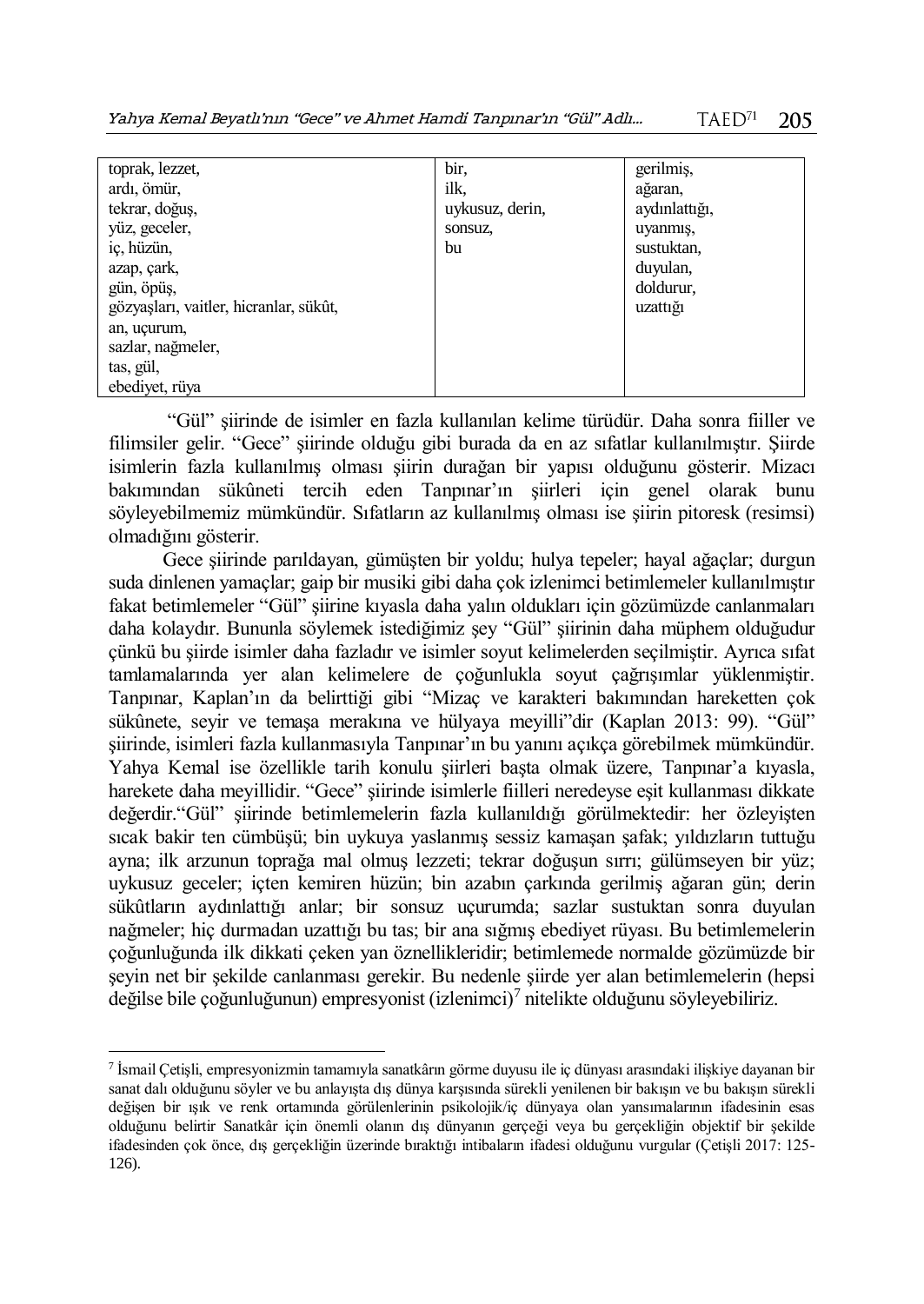| toprak, lezzet,<br>ardı, ömür,<br>tekrar, doğuş,<br>yüz, geceler,<br>iç, hüzün,<br>azap, çark,<br>gün, öpüş,<br>gözyaşları, vaitler, hicranlar, sükût,<br>an, uçurum,<br>sazlar, nağmeler,<br>tas, gül,<br>ebediyet, rüya | bir,<br>ilk,<br>uykusuz, derin,<br>sonsuz,<br>bu | gerilmiş,<br>ağaran,<br>aydınlattığı,<br>uyanmış,<br>sustuktan,<br>duyulan,<br>doldurur,<br>uzattığı |
|---|---|---|

"Gül" şiirinde de isimler en fazla kullanılan kelime türüdür. Daha sonra fiiller ve filimsiler gelir. "Gece" şiirinde olduğu gibi burada da en az sıfatlar kullanılmıştır. Şiirde isimlerin fazla kullanılmış olması şiirin durağan bir yapısı olduğunu gösterir. Mizacı bakımından sükûneti tercih eden Tanpınar'ın şiirleri için genel olarak bunu söyleyebilmemiz mümkündür. Sıfatların az kullanılmış olması ise şiirin pitoresk (resimsi) olmadığını gösterir.

Gece şiirinde parıldayan, gümüşten bir yoldu; hulya tepeler; hayal ağaçlar; durgun suda dinlenen yamaçlar; gaip bir musiki gibi daha çok izlenimci betimlemeler kullanılmıştır fakat betimlemeler "Gül" şiirine kıyasla daha yalın oldukları için gözümüzde canlanmaları daha kolaydır. Bununla söylemek istediğimiz şey "Gül" şiirinin daha müphem olduğudur çünkü bu şiirde isimler daha fazladır ve isimler soyut kelimelerden seçilmiştir. Ayrıca sıfat tamlamalarında yer alan kelimelere de çoğunlukla soyut çağrışımlar yüklenmiştir. Tanpınar, Kaplan'ın da belirttiği gibi "Mizaç ve karakteri bakımından hareketten çok sükûnete, seyir ve temaşa merakına ve hülyaya meyilli"dir (Kaplan 2013: 99). "Gül" şiirinde, isimleri fazla kullanmasıyla Tanpınar'ın bu yanını açıkça görebilmek mümkündür. Yahya Kemal ise özellikle tarih konulu şiirleri başta olmak üzere, Tanpınar'a kıyasla, harekete daha meyillidir. "Gece" şiirinde isimlerle fiilleri neredeyse eşit kullanması dikkate değerdir."Gül" şiirinde betimlemelerin fazla kullanıldığı görülmektedir: her özleyişten sıcak bakir ten cümbüşü; bin uykuya yaslanmış sessiz kamaşan şafak; yıldızların tuttuğu ayna; ilk arzunun toprağa mal olmuş lezzeti; tekrar doğuşun sırrı; gülümseyen bir yüz; uykusuz geceler; içten kemiren hüzün; bin azabın çarkında gerilmiş ağaran gün; derin sükûtların aydınlattığı anlar; bir sonsuz uçurumda; sazlar sustuktan sonra duyulan nağmeler; hiç durmadan uzattığı bu tas; bir ana sığmış ebediyet rüyası. Bu betimlemelerin çoğunluğunda ilk dikkati çeken yan öznellikleridir; betimlemede normalde gözümüzde bir şeyin net bir şekilde canlanması gerekir. Bu nedenle şiirde yer alan betimlemelerin (hepsi değilse bile çoğunluğunun) empresyonist (izlenimci)[7] nitelikte olduğunu söyleyebiliriz.

---

[7] İsmail Çetişli, empresyonizmin tamamıyla sanatkârın görme duyusu ile iç dünyası arasındaki ilişkiye dayanan bir sanat dalı olduğunu söyler ve bu anlayışta dış dünya karşısında sürekli yenilenen bir bakışın ve bu bakışın sürekli değişen bir ışık ve renk ortamında görülenlerinin psikolojik/iç dünyaya olan yansımalarının ifadesinin esas olduğunu belirtir Sanatkâr için önemli olanın dış dünyanın gerçeği veya bu gerçekliğin objektif bir şekilde ifadesinden çok önce, dış gerçekliğin üzerinde bıraktığı intibaların ifadesi olduğunu vurgular (Çetişli 2017: 125-126).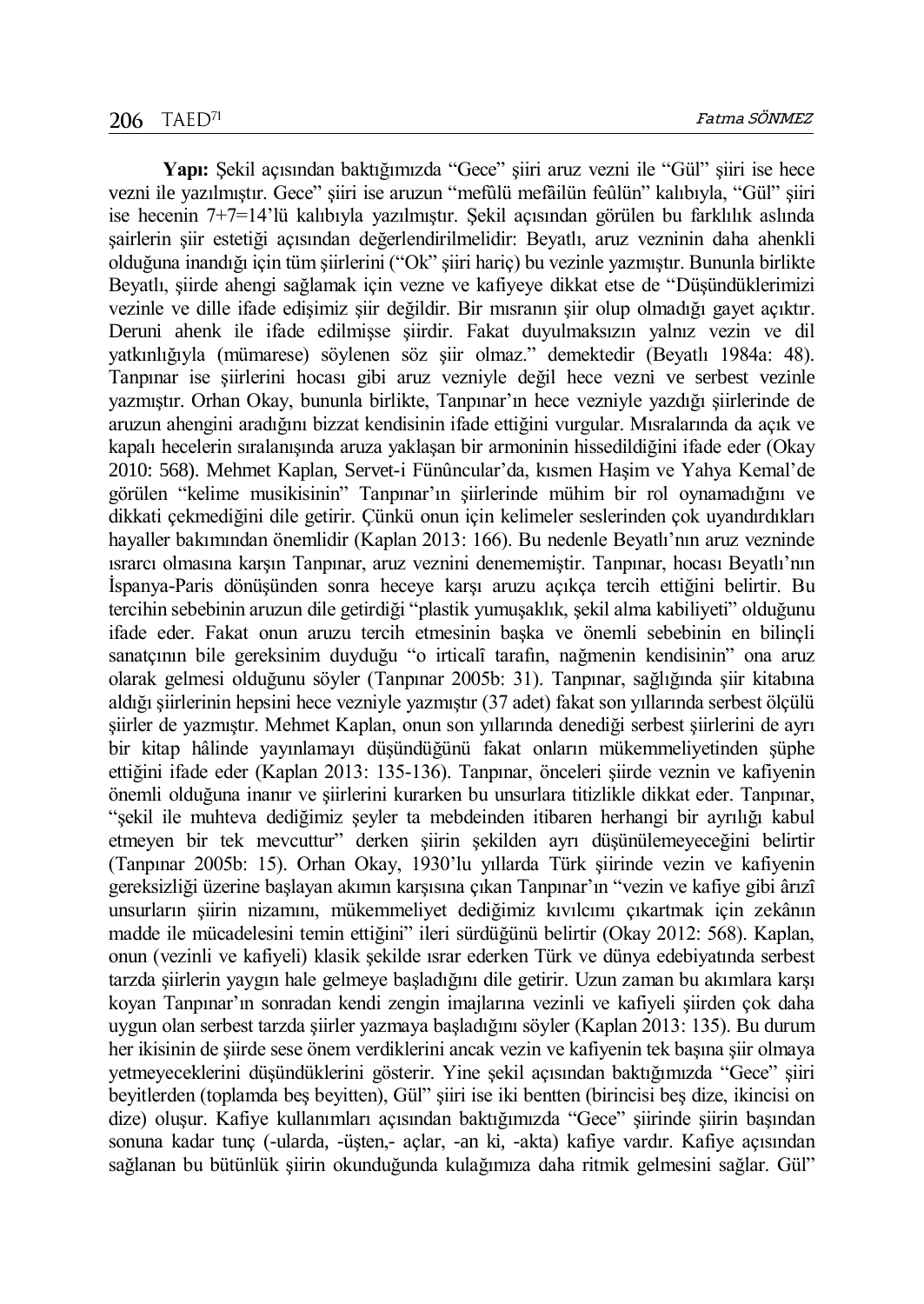**Yapı:** Şekil açısından baktığımızda "Gece" şiiri aruz vezni ile "Gül" şiiri ise hece vezni ile yazılmıştır. Gece" şiiri ise aruzun "mefûlü mefâilün feûlün" kalıbıyla, "Gül" şiiri ise hecenin 7+7=14'lü kalıbıyla yazılmıştır. Şekil açısından görülen bu farklılık aslında şairlerin şiir estetiği açısından değerlendirilmelidir: Beyatlı, aruz vezninin daha ahenkli olduğuna inandığı için tüm şiirlerini ("Ok" şiiri hariç) bu vezinle yazmıştır. Bununla birlikte Beyatlı, şiirde ahengi sağlamak için vezne ve kafiyeye dikkat etse de "Düşündüklerimizi vezinle ve dille ifade edişimiz şiir değildir. Bir mısranın şiir olup olmadığı gayet açıktır. Deruni ahenk ile ifade edilmişse şiirdir. Fakat duyulmaksızın yalnız vezin ve dil yatkınlığıyla (mümarese) söylenen söz şiir olmaz." demektedir (Beyatlı 1984a: 48). Tanpınar ise şiirlerini hocası gibi aruz vezniyle değil hece vezni ve serbest vezinle yazmıştır. Orhan Okay, bununla birlikte, Tanpınar'ın hece vezniyle yazdığı şiirlerinde de aruzun ahengini aradığını bizzat kendisinin ifade ettiğini vurgular. Mısralarında da açık ve kapalı hecelerin sıralanışında aruza yaklaşan bir armoninin hissedildiğini ifade eder (Okay 2010: 568). Mehmet Kaplan, Servet-i Fünûncular'da, kısmen Haşim ve Yahya Kemal'de görülen "kelime musikisinin" Tanpınar'ın şiirlerinde mühim bir rol oynamadığını ve dikkati çekmediğini dile getirir. Çünkü onun için kelimeler seslerinden çok uyandırdıkları hayaller bakımından önemlidir (Kaplan 2013: 166). Bu nedenle Beyatlı'nın aruz vezninde ısrarcı olmasına karşın Tanpınar, aruz veznini denememiştir. Tanpınar, hocası Beyatlı'nın İspanya-Paris dönüşünden sonra heceye karşı aruzu açıkça tercih ettiğini belirtir. Bu tercihin sebebinin aruzun dile getirdiği "plastik yumuşaklık, şekil alma kabiliyeti" olduğunu ifade eder. Fakat onun aruzu tercih etmesinin başka ve önemli sebebinin en bilinçli sanatçının bile gereksinim duyduğu "o irticalî tarafın, nağmenin kendisinin" ona aruz olarak gelmesi olduğunu söyler (Tanpınar 2005b: 31). Tanpınar, sağlığında şiir kitabına aldığı şiirlerinin hepsini hece vezniyle yazmıştır (37 adet) fakat son yıllarında serbest ölçülü şiirler de yazmıştır. Mehmet Kaplan, onun son yıllarında denediği serbest şiirlerini de ayrı bir kitap hâlinde yayınlamayı düşündüğünü fakat onların mükemmeliyetinden şüphe ettiğini ifade eder (Kaplan 2013: 135-136). Tanpınar, önceleri şiirde veznin ve kafiyenin önemli olduğuna inanır ve şiirlerini kurarken bu unsurlara titizlikle dikkat eder. Tanpınar, "şekil ile muhteva dediğimiz şeyler ta mebdeinden itibaren herhangi bir ayrılığı kabul etmeyen bir tek mevcuttur" derken şiirin şekilden ayrı düşünülemeyeceğini belirtir (Tanpınar 2005b: 15). Orhan Okay, 1930'lu yıllarda Türk şiirinde vezin ve kafiyenin gereksizliği üzerine başlayan akımın karşısına çıkan Tanpınar'ın "vezin ve kafiye gibi ârızî unsurların şiirin nizamını, mükemmeliyet dediğimiz kıvılcımı çıkartmak için zekânın madde ile mücadelesini temin ettiğini" ileri sürdüğünü belirtir (Okay 2012: 568). Kaplan, onun (vezinli ve kafiyeli) klasik şekilde ısrar ederken Türk ve dünya edebiyatında serbest tarzda şiirlerin yaygın hale gelmeye başladığını dile getirir. Uzun zaman bu akımlara karşı koyan Tanpınar'ın sonradan kendi zengin imajlarına vezinli ve kafiyeli şiirden çok daha uygun olan serbest tarzda şiirler yazmaya başladığını söyler (Kaplan 2013: 135). Bu durum her ikisinin de şiirde sese önem verdiklerini ancak vezin ve kafiyenin tek başına şiir olmaya yetmeyeceklerini düşündüklerini gösterir. Yine şekil açısından baktığımızda "Gece" şiiri beyitlerden (toplamda beş beyitten), Gül" şiiri ise iki bentten (birincisi beş dize, ikincisi on dize) oluşur. Kafiye kullanımları açısından baktığımızda "Gece" şiirinde şiirin başından sonuna kadar tunç (-ularda, -üşten,- açlar, -an ki, -akta) kafiye vardır. Kafiye açısından sağlanan bu bütünlük şiirin okunduğunda kulağımıza daha ritmik gelmesini sağlar. Gül"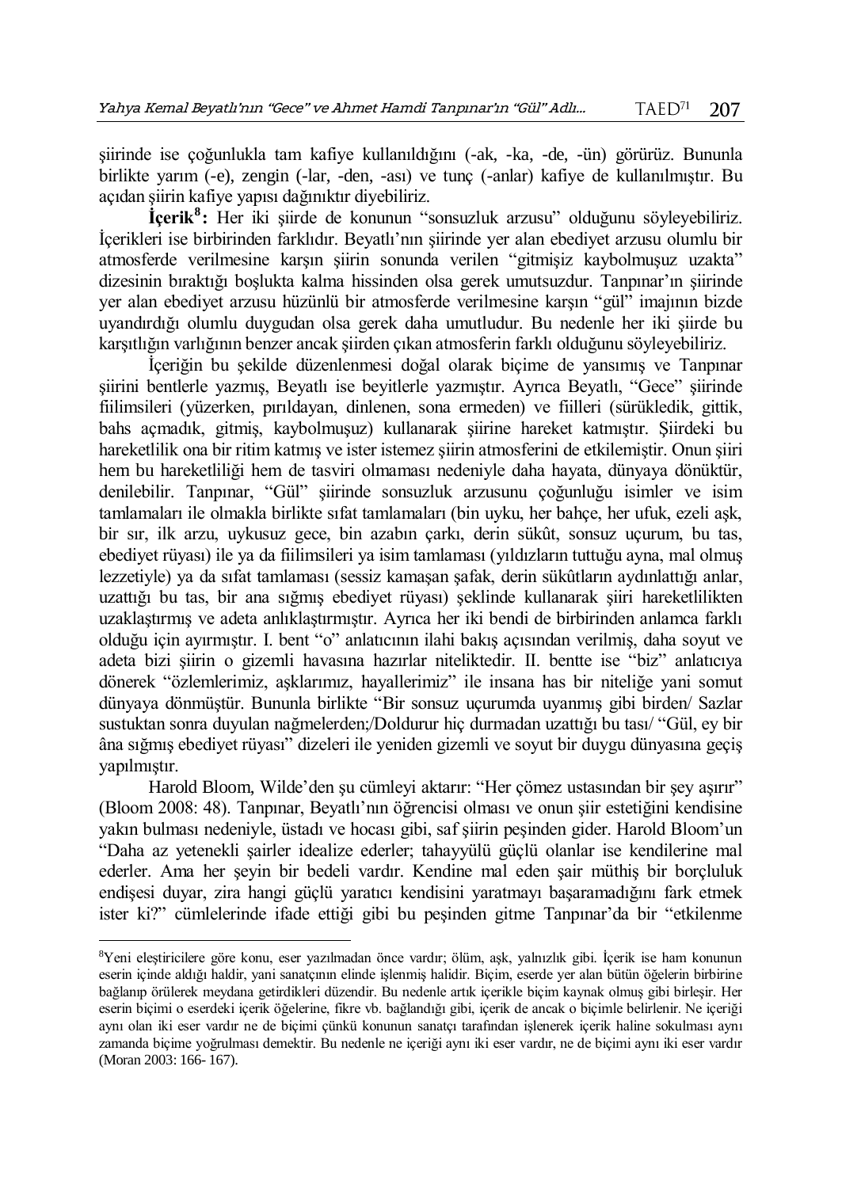şiirinde ise çoğunlukla tam kafiye kullanıldığını (-ak, -ka, -de, -ün) görürüz. Bununla birlikte yarım (-e), zengin (-lar, -den, -ası) ve tunç (-anlar) kafiye de kullanılmıştır. Bu açıdan şiirin kafiye yapısı dağınıktır diyebiliriz.

**İçerik[8]:** Her iki şiirde de konunun "sonsuzluk arzusu" olduğunu söyleyebiliriz. İçerikleri ise birbirinden farklıdır. Beyatlı'nın şiirinde yer alan ebediyet arzusu olumlu bir atmosferde verilmesine karşın şiirin sonunda verilen "gitmişiz kaybolmuşuz uzakta" dizesinin bıraktığı boşlukta kalma hissinden olsa gerek umutsuzdur. Tanpınar'ın şiirinde yer alan ebediyet arzusu hüzünlü bir atmosferde verilmesine karşın "gül" imajının bizde uyandırdığı olumlu duygudan olsa gerek daha umutludur. Bu nedenle her iki şiirde bu karşıtlığın varlığının benzer ancak şiirden çıkan atmosferin farklı olduğunu söyleyebiliriz.

İçeriğin bu şekilde düzenlenmesi doğal olarak biçime de yansımış ve Tanpınar şiirini bentlerle yazmış, Beyatlı ise beyitlerle yazmıştır. Ayrıca Beyatlı, "Gece" şiirinde fiilimsileri (yüzerken, pırıldayan, dinlenen, sona ermeden) ve fiilleri (sürükledik, gittik, bahs açmadık, gitmiş, kaybolmuşuz) kullanarak şiirine hareket katmıştır. Şiirdeki bu hareketlilik ona bir ritim katmış ve ister istemez şiirin atmosferini de etkilemiştir. Onun şiiri hem bu hareketliliği hem de tasviri olmaması nedeniyle daha hayata, dünyaya dönüktür, denilebilir. Tanpınar, "Gül" şiirinde sonsuzluk arzusunu çoğunluğu isimler ve isim tamlamaları ile olmakla birlikte sıfat tamlamaları (bin uyku, her bahçe, her ufuk, ezeli aşk, bir sır, ilk arzu, uykusuz gece, bin azabın çarkı, derin sükût, sonsuz uçurum, bu tas, ebediyet rüyası) ile ya da fiilimsileri ya isim tamlaması (yıldızların tuttuğu ayna, mal olmuş lezzetiyle) ya da sıfat tamlaması (sessiz kamaşan şafak, derin sükûtların aydınlattığı anlar, uzattığı bu tas, bir ana sığmış ebediyet rüyası) şeklinde kullanarak şiiri hareketlilikten uzaklaştırmış ve adeta anlıklaştırmıştır. Ayrıca her iki bendi de birbirinden anlamca farklı olduğu için ayırmıştır. I. bent "o" anlatıcının ilahi bakış açısından verilmiş, daha soyut ve adeta bizi şiirin o gizemli havasına hazırlar niteliktedir. II. bentte ise "biz" anlatıcıya dönerek "özlemlerimiz, aşklarımız, hayallerimiz" ile insana has bir niteliğe yani somut dünyaya dönmüştür. Bununla birlikte "Bir sonsuz uçurumda uyanmış gibi birden/ Sazlar sustuktan sonra duyulan nağmelerden;/Doldurur hiç durmadan uzattığı bu tası/ "Gül, ey bir âna sığmış ebediyet rüyası" dizeleri ile yeniden gizemli ve soyut bir duygu dünyasına geçiş yapılmıştır.

Harold Bloom, Wilde'den şu cümleyi aktarır: "Her çömez ustasından bir şey aşırır" (Bloom 2008: 48). Tanpınar, Beyatlı'nın öğrencisi olması ve onun şiir estetiğini kendisine yakın bulması nedeniyle, üstadı ve hocası gibi, saf şiirin peşinden gider. Harold Bloom'un "Daha az yetenekli şairler idealize ederler; tahayyülü güçlü olanlar ise kendilerine mal ederler. Ama her şeyin bir bedeli vardır. Kendine mal eden şair müthiş bir borçluluk endişesi duyar, zira hangi güçlü yaratıcı kendisini yaratmayı başaramadığını fark etmek ister ki?" cümlelerinde ifade ettiği gibi bu peşinden gitme Tanpınar'da bir "etkilenme

---

[8] Yeni eleştiricilere göre konu, eser yazılmadan önce vardır; ölüm, aşk, yalnızlık gibi. İçerik ise ham konunun eserin içinde aldığı haldir, yani sanatçının elinde işlenmiş halidir. Biçim, eserde yer alan bütün öğelerin birbirine bağlanıp örülerek meydana getirdikleri düzendir. Bu nedenle artık içerikle biçim kaynak olmuş gibi birleşir. Her eserin biçimi o eserdeki içerik öğelerine, fikre vb. bağlandığı gibi, içerik de ancak o biçimle belirlenir. Ne içeriği aynı olan iki eser vardır ne de biçimi çünkü konunun sanatçı tarafından işlenerek içerik haline sokulması aynı zamanda biçime yoğrulması demektir. Bu nedenle ne içeriği aynı iki eser vardır, ne de biçimi aynı iki eser vardır (Moran 2003: 166- 167).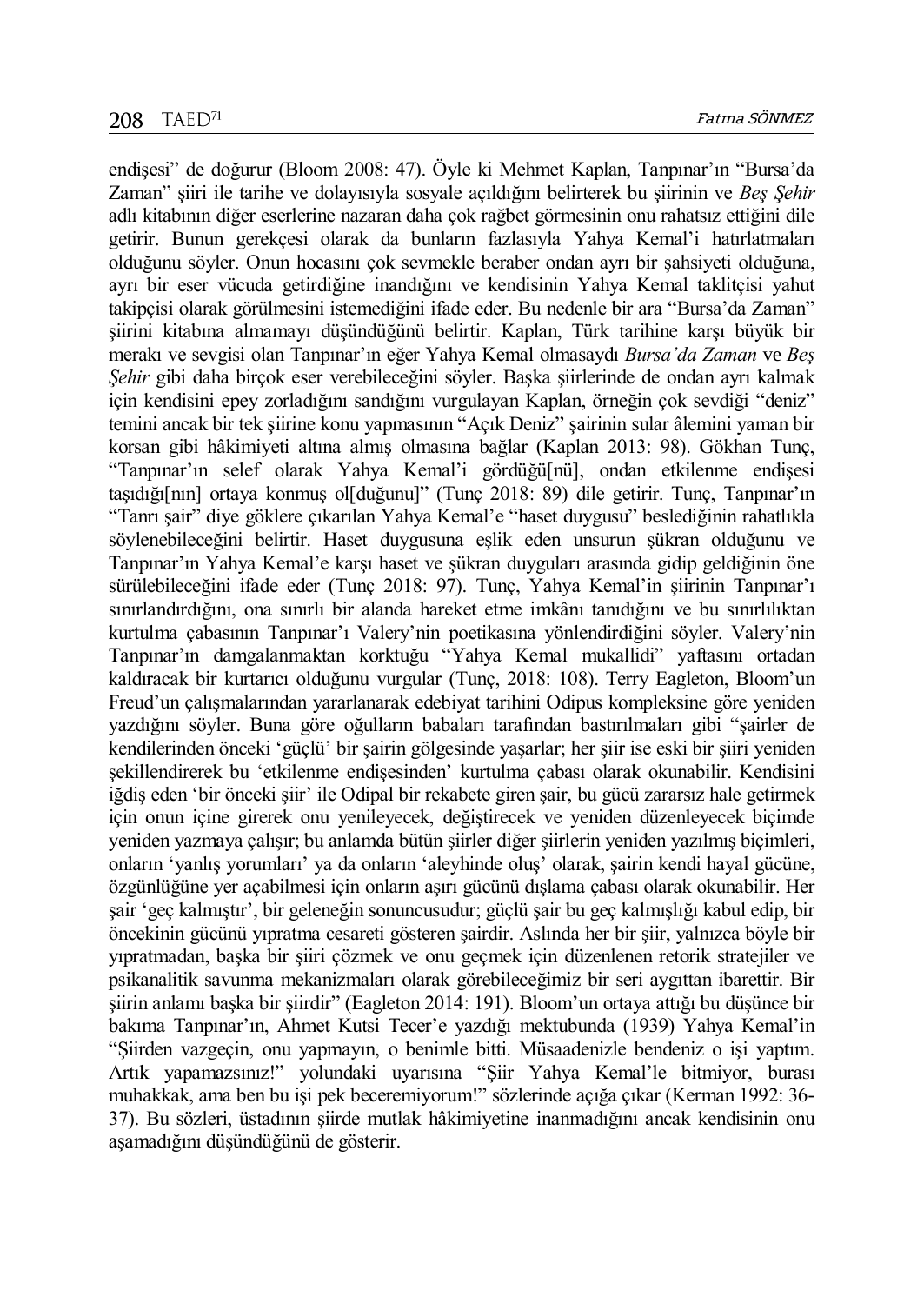endişesi" de doğurur (Bloom 2008: 47). Öyle ki Mehmet Kaplan, Tanpınar'ın "Bursa'da Zaman" şiiri ile tarihe ve dolayısıyla sosyale açıldığını belirterek bu şiirinin ve *Beş Şehir* adlı kitabının diğer eserlerine nazaran daha çok rağbet görmesinin onu rahatsız ettiğini dile getirir. Bunun gerekçesi olarak da bunların fazlasıyla Yahya Kemal'i hatırlatmaları olduğunu söyler. Onun hocasını çok sevmekle beraber ondan ayrı bir şahsiyeti olduğuna, ayrı bir eser vücuda getirdiğine inandığını ve kendisinin Yahya Kemal taklitçisi yahut takipçisi olarak görülmesini istemediğini ifade eder. Bu nedenle bir ara "Bursa'da Zaman" şiirini kitabına almamayı düşündüğünü belirtir. Kaplan, Türk tarihine karşı büyük bir merakı ve sevgisi olan Tanpınar'ın eğer Yahya Kemal olmasaydı *Bursa'da Zaman* ve *Beş Şehir* gibi daha birçok eser verebileceğini söyler. Başka şiirlerinde de ondan ayrı kalmak için kendisini epey zorladığını sandığını vurgulayan Kaplan, örneğin çok sevdiği "deniz" temini ancak bir tek şiirine konu yapmasının "Açık Deniz" şairinin sular âlemini yaman bir korsan gibi hâkimiyeti altına almış olmasına bağlar (Kaplan 2013: 98). Gökhan Tunç, "Tanpınar'ın selef olarak Yahya Kemal'i gördüğü[nü], ondan etkilenme endişesi taşıdığı[nın] ortaya konmuş ol[duğunu]" (Tunç 2018: 89) dile getirir. Tunç, Tanpınar'ın "Tanrı şair" diye göklere çıkarılan Yahya Kemal'e "haset duygusu" beslediğinin rahatlıkla söylenebileceğini belirtir. Haset duygusuna eşlik eden unsurun şükran olduğunu ve Tanpınar'ın Yahya Kemal'e karşı haset ve şükran duyguları arasında gidip geldiğinin öne sürülebileceğini ifade eder (Tunç 2018: 97). Tunç, Yahya Kemal'in şiirinin Tanpınar'ı sınırlandırdığını, ona sınırlı bir alanda hareket etme imkânı tanıdığını ve bu sınırlılıktan kurtulma çabasının Tanpınar'ı Valery'nin poetikasına yönlendirdiğini söyler. Valery'nin Tanpınar'ın damgalanmaktan korktuğu "Yahya Kemal mukallidi" yaftasını ortadan kaldıracak bir kurtarıcı olduğunu vurgular (Tunç, 2018: 108). Terry Eagleton, Bloom'un Freud'un çalışmalarından yararlanarak edebiyat tarihini Odipus kompleksine göre yeniden yazdığını söyler. Buna göre oğulların babaları tarafından bastırılmaları gibi "şairler de kendilerinden önceki 'güçlü' bir şairin gölgesinde yaşarlar; her şiir ise eski bir şiiri yeniden şekillendirerek bu 'etkilenme endişesinden' kurtulma çabası olarak okunabilir. Kendisini iğdiş eden 'bir önceki şiir' ile Odipal bir rekabete giren şair, bu gücü zararsız hale getirmek için onun içine girerek onu yenileyecek, değiştirecek ve yeniden düzenleyecek biçimde yeniden yazmaya çalışır; bu anlamda bütün şiirler diğer şiirlerin yeniden yazılmış biçimleri, onların 'yanlış yorumları' ya da onların 'aleyhinde oluş' olarak, şairin kendi hayal gücüne, özgünlüğüne yer açabilmesi için onların aşırı gücünü dışlama çabası olarak okunabilir. Her şair 'geç kalmıştır', bir geleneğin sonuncusudur; güçlü şair bu geç kalmışlığı kabul edip, bir öncekinin gücünü yıpratma cesareti gösteren şairdir. Aslında her bir şiir, yalnızca böyle bir yıpratmadan, başka bir şiiri çözmek ve onu geçmek için düzenlenen retorik stratejiler ve psikanalitik savunma mekanizmaları olarak görebileceğimiz bir seri aygıttan ibarettir. Bir şiirin anlamı başka bir şiirdir" (Eagleton 2014: 191). Bloom'un ortaya attığı bu düşünce bir bakıma Tanpınar'ın, Ahmet Kutsi Tecer'e yazdığı mektubunda (1939) Yahya Kemal'in "Şiirden vazgeçin, onu yapmayın, o benimle bitti. Müsaadenizle bendeniz o işi yaptım. Artık yapamazsınız!" yolundaki uyarısına "Şiir Yahya Kemal'le bitmiyor, burası muhakkak, ama ben bu işi pek beceremiyorum!" sözlerinde açığa çıkar (Kerman 1992: 36-37). Bu sözleri, üstadının şiirde mutlak hâkimiyetine inanmadığını ancak kendisinin onu aşamadığını düşündüğünü de gösterir.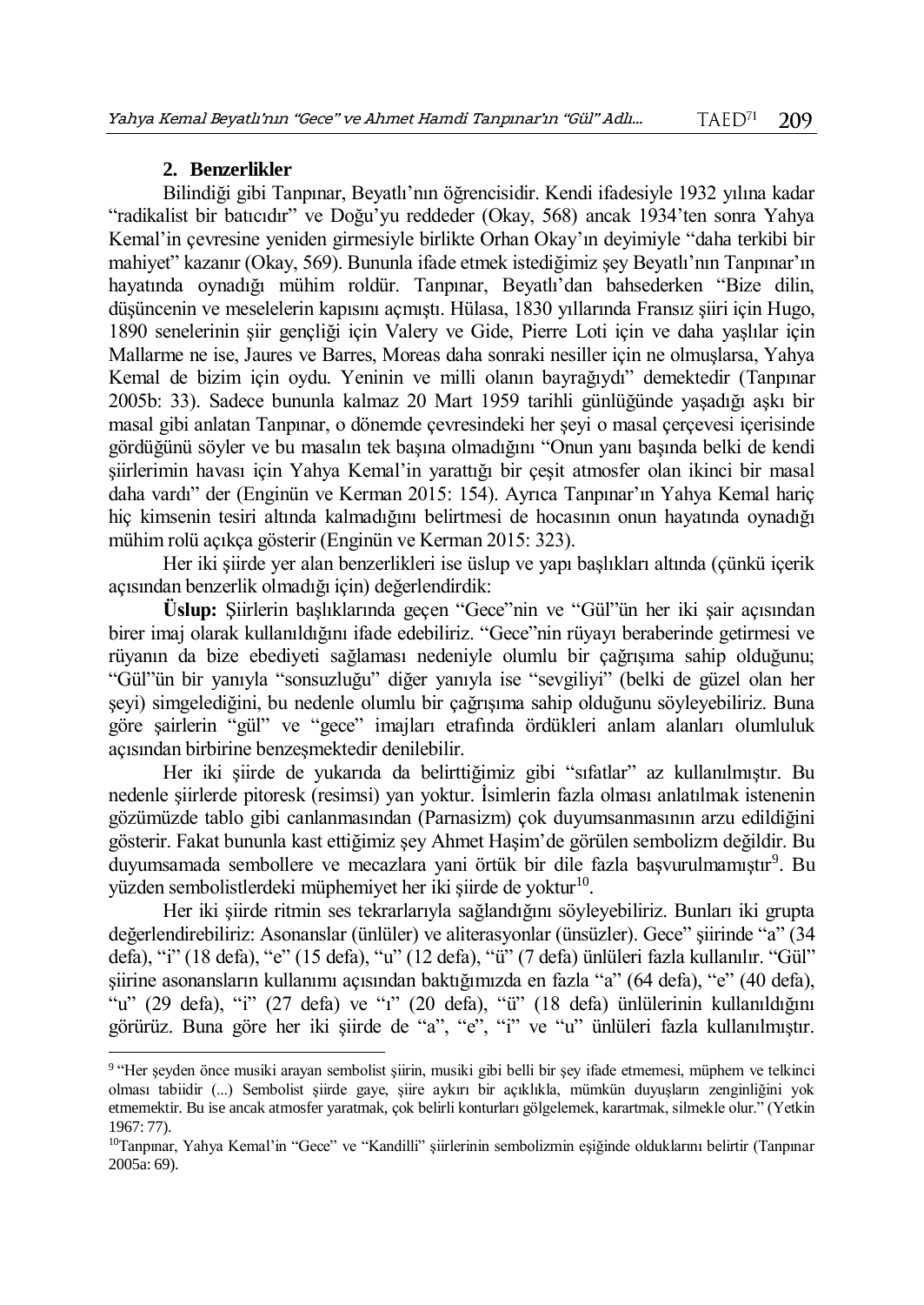## 2. Benzerlikler

Bilindiği gibi Tanpınar, Beyatlı'nın öğrencisidir. Kendi ifadesiyle 1932 yılına kadar "radikalist bir batıcıdır" ve Doğu'yu reddeder (Okay, 568) ancak 1934'ten sonra Yahya Kemal'in çevresine yeniden girmesiyle birlikte Orhan Okay'ın deyimiyle "daha terkibi bir mahiyet" kazanır (Okay, 569). Bununla ifade etmek istediğimiz şey Beyatlı'nın Tanpınar'ın hayatında oynadığı mühim roldür. Tanpınar, Beyatlı'dan bahsederken "Bize dilin, düşüncenin ve meselelerin kapısını açmıştı. Hülasa, 1830 yıllarında Fransız şiiri için Hugo, 1890 senelerinin şiir gençliği için Valery ve Gide, Pierre Loti için ve daha yaşlılar için Mallarme ne ise, Jaures ve Barres, Moreas daha sonraki nesiller için ne olmuşlarsa, Yahya Kemal de bizim için oydu. Yeninin ve milli olanın bayrağıydı" demektedir (Tanpınar 2005b: 33). Sadece bununla kalmaz 20 Mart 1959 tarihli günlüğünde yaşadığı aşkı bir masal gibi anlatan Tanpınar, o dönemde çevresindeki her şeyi o masal çerçevesi içerisinde gördüğünü söyler ve bu masalın tek başına olmadığını "Onun yanı başında belki de kendi şiirlerimin havası için Yahya Kemal'in yarattığı bir çeşit atmosfer olan ikinci bir masal daha vardı" der (Enginün ve Kerman 2015: 154). Ayrıca Tanpınar'ın Yahya Kemal hariç hiç kimsenin tesiri altında kalmadığını belirtmesi de hocasının onun hayatında oynadığı mühim rolü açıkça gösterir (Enginün ve Kerman 2015: 323).

Her iki şiirde yer alan benzerlikleri ise üslup ve yapı başlıkları altında (çünkü içerik açısından benzerlik olmadığı için) değerlendirdik:

**Üslup:** Şiirlerin başlıklarında geçen "Gece"nin ve "Gül"ün her iki şair açısından birer imaj olarak kullanıldığını ifade edebiliriz. "Gece"nin rüyayı beraberinde getirmesi ve rüyanın da bize ebediyeti sağlaması nedeniyle olumlu bir çağrışıma sahip olduğunu; "Gül"ün bir yanıyla "sonsuzluğu" diğer yanıyla ise "sevgiliyi" (belki de güzel olan her şeyi) simgelediğini, bu nedenle olumlu bir çağrışıma sahip olduğunu söyleyebiliriz. Buna göre şairlerin "gül" ve "gece" imajları etrafında ördükleri anlam alanları olumluluk açısından birbirine benzeşmektedir denilebilir.

Her iki şiirde de yukarıda da belirttiğimiz gibi "sıfatlar" az kullanılmıştır. Bu nedenle şiirlerde pitoresk (resimsi) yan yoktur. İsimlerin fazla olması anlatılmak istenenin gözümüzde tablo gibi canlanmasından (Parnasizm) çok duyumsanmasının arzu edildiğini gösterir. Fakat bununla kast ettiğimiz şey Ahmet Haşim'de görülen sembolizm değildir. Bu duyumsamada sembollere ve mecazlara yani örtük bir dile fazla başvurulmamıştır[9]. Bu yüzden sembolistlerdeki müphemiyet her iki şiirde de yoktur[10].

Her iki şiirde ritmin ses tekrarlarıyla sağlandığını söyleyebiliriz. Bunları iki grupta değerlendirebiliriz: Asonanslar (ünlüler) ve aliterasyonlar (ünsüzler). Gece" şiirinde "a" (34 defa), "i" (18 defa), "e" (15 defa), "u" (12 defa), "ü" (7 defa) ünlüleri fazla kullanılır. "Gül" şiirine asonansların kullanımı açısından baktığımızda en fazla "a" (64 defa), "e" (40 defa), "u" (29 defa), "i" (27 defa) ve "ı" (20 defa), "ü" (18 defa) ünlülerinin kullanıldığını görürüz. Buna göre her iki şiirde de "a", "e", "i" ve "u" ünlüleri fazla kullanılmıştır.

---

[9] "Her şeyden önce musiki arayan sembolist şiirin, musiki gibi belli bir şey ifade etmemesi, müphem ve telkinci olması tabiidir (...) Sembolist şiirde gaye, şiire aykırı bir açıklıkla, mümkün duyuşların zenginliğini yok etmemektir. Bu ise ancak atmosfer yaratmak, çok belirli konturları gölgelemek, karartmak, silmekle olur." (Yetkin 1967: 77).

[10] Tanpınar, Yahya Kemal'in "Gece" ve "Kandilli" şiirlerinin sembolizmin eşiğinde olduklarını belirtir (Tanpınar 2005a: 69).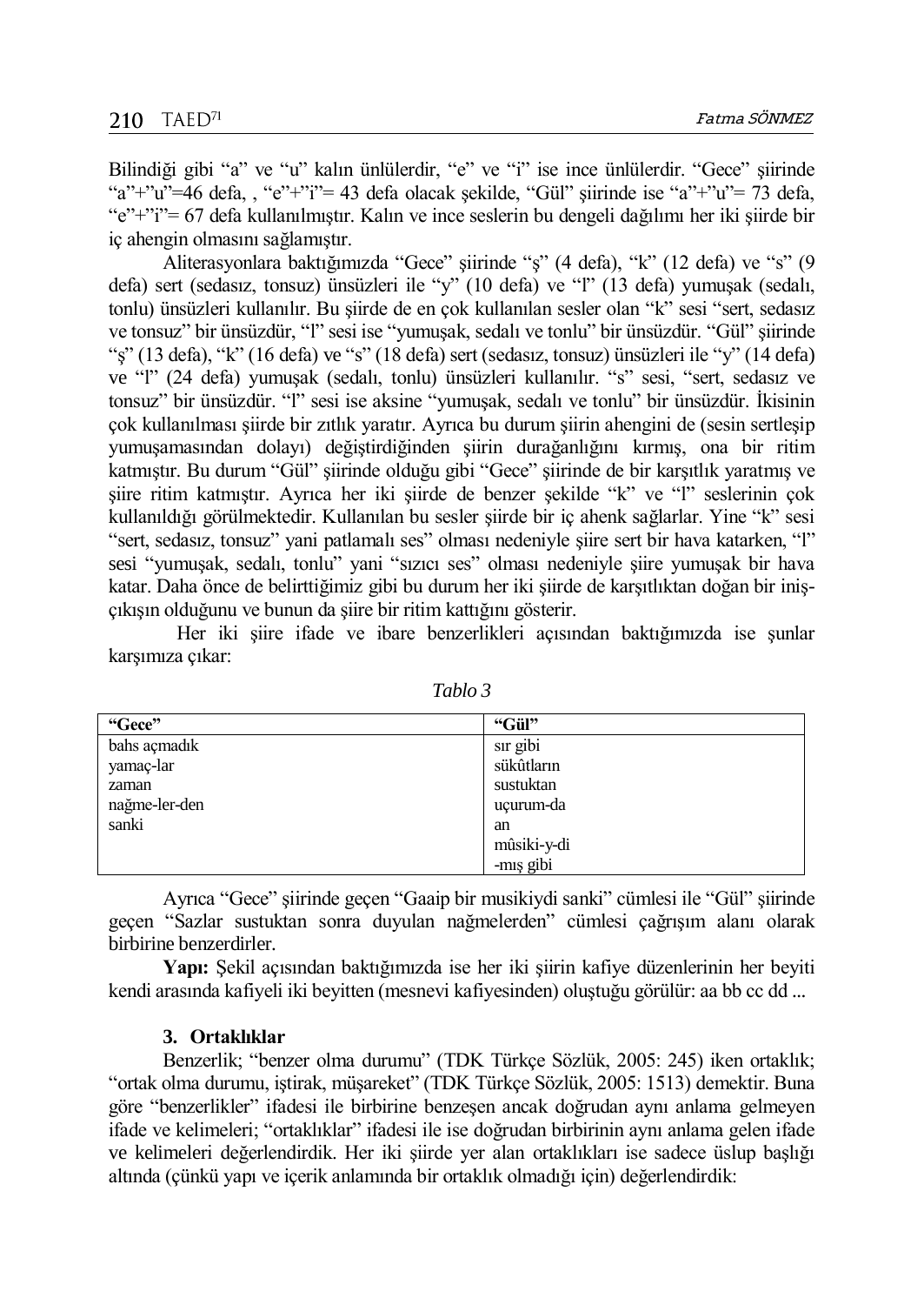Bilindiği gibi “a” ve “u” kalın ünlülerdir, “e” ve “i” ise ince ünlülerdir. “Gece” şiirinde “a”+”u”=46 defa, , “e”+”i”= 43 defa olacak şekilde, “Gül” şiirinde ise “a”+”u”= 73 defa, “e”+”i”= 67 defa kullanılmıştır. Kalın ve ince seslerin bu dengeli dağılımı her iki şiirde bir iç ahengin olmasını sağlamıştır.

Aliterasyonlara baktığımızda “Gece” şiirinde “ş” (4 defa), “k” (12 defa) ve “s” (9 defa) sert (sedasız, tonsuz) ünsüzleri ile “y” (10 defa) ve “l” (13 defa) yumuşak (sedalı, tonlu) ünsüzleri kullanılır. Bu şiirde de en çok kullanılan sesler olan “k” sesi “sert, sedasız ve tonsuz” bir ünsüzdür, “l” sesi ise “yumuşak, sedalı ve tonlu” bir ünsüzdür. “Gül” şiirinde “ş” (13 defa), “k” (16 defa) ve “s” (18 defa) sert (sedasız, tonsuz) ünsüzleri ile “y” (14 defa) ve “l” (24 defa) yumuşak (sedalı, tonlu) ünsüzleri kullanılır. “s” sesi, “sert, sedasız ve tonsuz” bir ünsüzdür. “l” sesi ise aksine “yumuşak, sedalı ve tonlu” bir ünsüzdür. İkisinin çok kullanılması şiirde bir zıtlık yaratır. Ayrıca bu durum şiirin ahengini de (sesin sertleşip yumuşamasından dolayı) değiştirdiğinden şiirin durağanlığını kırmış, ona bir ritim katmıştır. Bu durum “Gül” şiirinde olduğu gibi “Gece” şiirinde de bir karşıtlık yaratmış ve şiire ritim katmıştır. Ayrıca her iki şiirde de benzer şekilde “k” ve “l” seslerinin çok kullanıldığı görülmektedir. Kullanılan bu sesler şiirde bir iç ahenk sağlarlar. Yine “k” sesi “sert, sedasız, tonsuz” yani patlamalı ses” olması nedeniyle şiire sert bir hava katarken, “l” sesi “yumuşak, sedalı, tonlu” yani “sızıcı ses” olması nedeniyle şiire yumuşak bir hava katar. Daha önce de belirttiğimiz gibi bu durum her iki şiirde de karşıtlıktan doğan bir iniş-çıkışın olduğunu ve bunun da şiire bir ritim kattığını gösterir.

Her iki şiire ifade ve ibare benzerlikleri açısından baktığımızda ise şunlar karşımıza çıkar:

*Tablo 3*

| **“Gece”** | **“Gül”** |
|---|---|
| bahs açmadık | sır gibi |
| yamaç-lar | sükûtların |
| zaman | sustuktan |
| nağme-ler-den | uçurum-da |
| sanki | an |
| | mûsiki-y-di |
| | -mış gibi |

Ayrıca “Gece” şiirinde geçen “Gaaip bir musikiydi sanki” cümlesi ile “Gül” şiirinde geçen “Sazlar sustuktan sonra duyulan nağmelerden” cümlesi çağrışım alanı olarak birbirine benzerdirler.

**Yapı:** Şekil açısından baktığımızda ise her iki şiirin kafiye düzenlerinin her beyiti kendi arasında kafiyeli iki beyitten (mesnevi kafiyesinden) oluştuğu görülür: aa bb cc dd ...

### 3. Ortaklıklar

Benzerlik; “benzer olma durumu” (TDK Türkçe Sözlük, 2005: 245) iken ortaklık; “ortak olma durumu, iştirak, müşareket” (TDK Türkçe Sözlük, 2005: 1513) demektir. Buna göre “benzerlikler” ifadesi ile birbirine benzeşen ancak doğrudan aynı anlama gelmeyen ifade ve kelimeleri; “ortaklıklar” ifadesi ile ise doğrudan birbirinin aynı anlama gelen ifade ve kelimeleri değerlendirdik. Her iki şiirde yer alan ortaklıkları ise sadece üslup başlığı altında (çünkü yapı ve içerik anlamında bir ortaklık olmadığı için) değerlendirdik: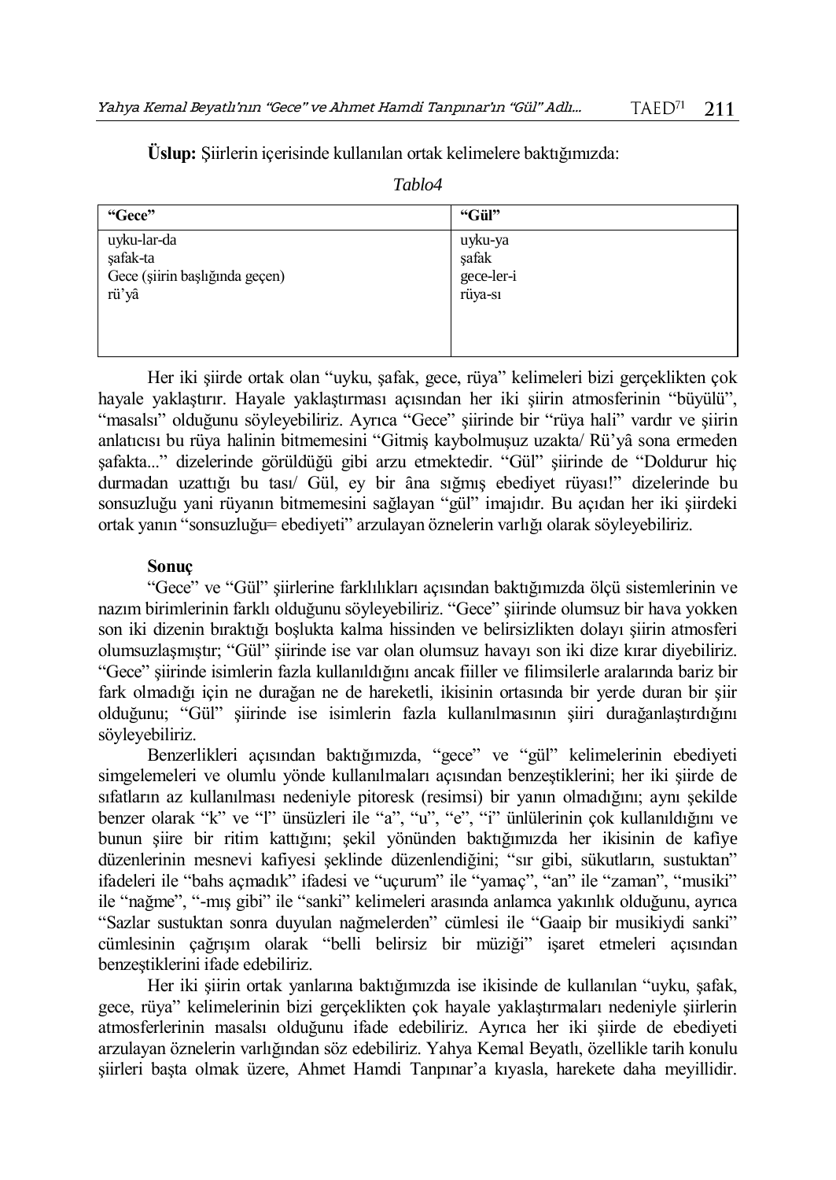**Üslup:** Şiirlerin içerisinde kullanılan ortak kelimelere baktığımızda:

*Tablo4*

| "Gece" | "Gül" |
|---|---|
| uyku-lar-da<br>şafak-ta<br>Gece (şiirin başlığında geçen)<br>rü'yâ | uyku-ya<br>şafak<br>gece-ler-i<br>rüya-sı |

Her iki şiirde ortak olan "uyku, şafak, gece, rüya" kelimeleri bizi gerçeklikten çok hayale yaklaştırır. Hayale yaklaştırması açısından her iki şiirin atmosferinin "büyülü", "masalsı" olduğunu söyleyebiliriz. Ayrıca "Gece" şiirinde bir "rüya hali" vardır ve şiirin anlatıcısı bu rüya halinin bitmemesini "Gitmiş kaybolmuşuz uzakta/ Rü'yâ sona ermeden şafakta..." dizelerinde görüldüğü gibi arzu etmektedir. "Gül" şiirinde de "Doldurur hiç durmadan uzattığı bu tası/ Gül, ey bir âna sığmış ebediyet rüyası!" dizelerinde bu sonsuzluğu yani rüyanın bitmemesini sağlayan "gül" imajıdır. Bu açıdan her iki şiirdeki ortak yanın "sonsuzluğu= ebediyeti" arzulayan öznelerin varlığı olarak söyleyebiliriz.

**Sonuç**

"Gece" ve "Gül" şiirlerine farklılıkları açısından baktığımızda ölçü sistemlerinin ve nazım birimlerinin farklı olduğunu söyleyebiliriz. "Gece" şiirinde olumsuz bir hava yokken son iki dizenin bıraktığı boşlukta kalma hissinden ve belirsizlikten dolayı şiirin atmosferi olumsuzlaşmıştır; "Gül" şiirinde ise var olan olumsuz havayı son iki dize kırar diyebiliriz. "Gece" şiirinde isimlerin fazla kullanıldığını ancak fiiller ve filimsilerle aralarında bariz bir fark olmadığı için ne durağan ne de hareketli, ikisinin ortasında bir yerde duran bir şiir olduğunu; "Gül" şiirinde ise isimlerin fazla kullanılmasının şiiri durağanlaştırdığını söyleyebiliriz.

Benzerlikleri açısından baktığımızda, "gece" ve "gül" kelimelerinin ebediyeti simgelemeleri ve olumlu yönde kullanılmaları açısından benzeştiklerini; her iki şiirde de sıfatların az kullanılması nedeniyle pitoresk (resimsi) bir yanın olmadığını; aynı şekilde benzer olarak "k" ve "l" ünsüzleri ile "a", "u", "e", "i" ünlülerinin çok kullanıldığını ve bunun şiire bir ritim kattığını; şekil yönünden baktığımızda her ikisinin de kafiye düzenlerinin mesnevi kafiyesi şeklinde düzenlendiğini; "sır gibi, sükutların, sustuktan" ifadeleri ile "bahs açmadık" ifadesi ve "uçurum" ile "yamaç", "an" ile "zaman", "musiki" ile "nağme", "-mış gibi" ile "sanki" kelimeleri arasında anlamca yakınlık olduğunu, ayrıca "Sazlar sustuktan sonra duyulan nağmelerden" cümlesi ile "Gaaip bir musikiydi sanki" cümlesinin çağrışım olarak "belli belirsiz bir müziği" işaret etmeleri açısından benzeştiklerini ifade edebiliriz.

Her iki şiirin ortak yanlarına baktığımızda ise ikisinde de kullanılan "uyku, şafak, gece, rüya" kelimelerinin bizi gerçeklikten çok hayale yaklaştırmaları nedeniyle şiirlerin atmosferlerinin masalsı olduğunu ifade edebiliriz. Ayrıca her iki şiirde de ebediyeti arzulayan öznelerin varlığından söz edebiliriz. Yahya Kemal Beyatlı, özellikle tarih konulu şiirleri başta olmak üzere, Ahmet Hamdi Tanpınar'a kıyasla, harekete daha meyillidir.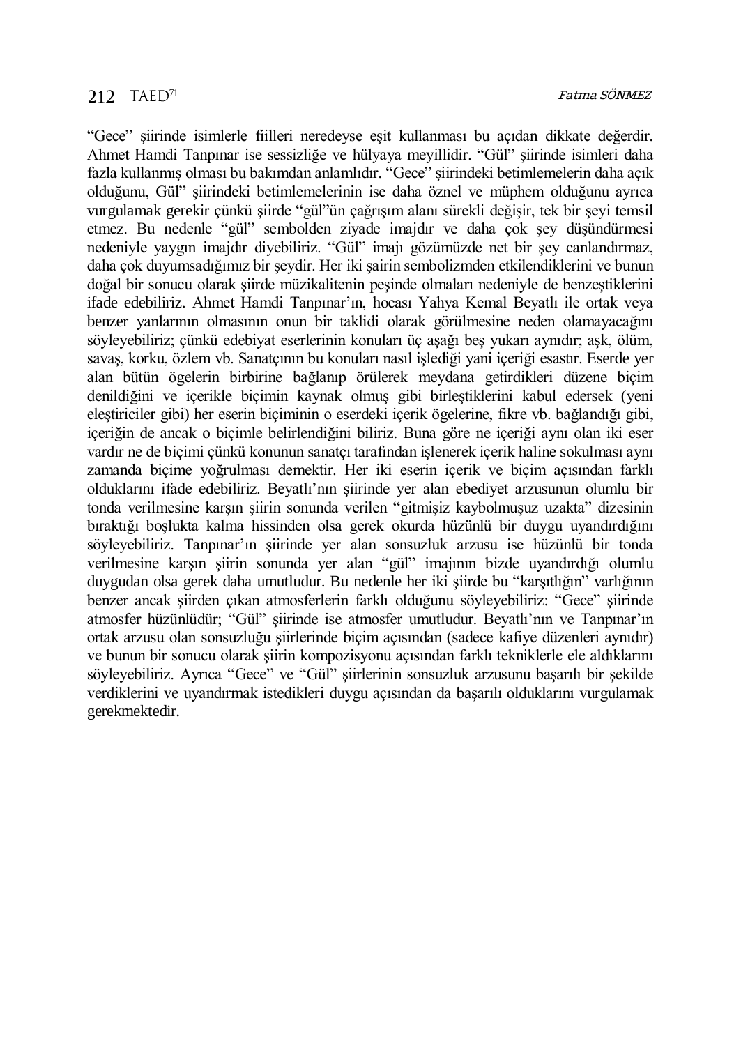"Gece" şiirinde isimlerle fiilleri neredeyse eşit kullanması bu açıdan dikkate değerdir. Ahmet Hamdi Tanpınar ise sessizliğe ve hülyaya meyillidir. "Gül" şiirinde isimleri daha fazla kullanmış olması bu bakımdan anlamlıdır. "Gece" şiirindeki betimlemelerin daha açık olduğunu, Gül" şiirindeki betimlemelerinin ise daha öznel ve müphem olduğunu ayrıca vurgulamak gerekir çünkü şiirde "gül"ün çağrışım alanı sürekli değişir, tek bir şeyi temsil etmez. Bu nedenle "gül" sembolden ziyade imajdır ve daha çok şey düşündürmesi nedeniyle yaygın imajdır diyebiliriz. "Gül" imajı gözümüzde net bir şey canlandırmaz, daha çok duyumsadığımız bir şeydir. Her iki şairin sembolizmden etkilendiklerini ve bunun doğal bir sonucu olarak şiirde müzikalitenin peşinde olmaları nedeniyle de benzeştiklerini ifade edebiliriz. Ahmet Hamdi Tanpınar'ın, hocası Yahya Kemal Beyatlı ile ortak veya benzer yanlarının olmasının onun bir taklidi olarak görülmesine neden olamayacağını söyleyebiliriz; çünkü edebiyat eserlerinin konuları üç aşağı beş yukarı aynıdır; aşk, ölüm, savaş, korku, özlem vb. Sanatçının bu konuları nasıl işlediği yani içeriği esastır. Eserde yer alan bütün ögelerin birbirine bağlanıp örülerek meydana getirdikleri düzene biçim denildiğini ve içerikle biçimin kaynak olmuş gibi birleştiklerini kabul edersek (yeni eleştiriciler gibi) her eserin biçiminin o eserdeki içerik ögelerine, fikre vb. bağlandığı gibi, içeriğin de ancak o biçimle belirlendiğini biliriz. Buna göre ne içeriği aynı olan iki eser vardır ne de biçimi çünkü konunun sanatçı tarafından işlenerek içerik haline sokulması aynı zamanda biçime yoğrulması demektir. Her iki eserin içerik ve biçim açısından farklı olduklarını ifade edebiliriz. Beyatlı'nın şiirinde yer alan ebediyet arzusunun olumlu bir tonda verilmesine karşın şiirin sonunda verilen "gitmişiz kaybolmuşuz uzakta" dizesinin bıraktığı boşlukta kalma hissinden olsa gerek okurda hüzünlü bir duygu uyandırdığını söyleyebiliriz. Tanpınar'ın şiirinde yer alan sonsuzluk arzusu ise hüzünlü bir tonda verilmesine karşın şiirin sonunda yer alan "gül" imajının bizde uyandırdığı olumlu duygudan olsa gerek daha umutludur. Bu nedenle her iki şiirde bu "karşıtlığın" varlığının benzer ancak şiirden çıkan atmosferlerin farklı olduğunu söyleyebiliriz: "Gece" şiirinde atmosfer hüzünlüdür; "Gül" şiirinde ise atmosfer umutludur. Beyatlı'nın ve Tanpınar'ın ortak arzusu olan sonsuzluğu şiirlerinde biçim açısından (sadece kafiye düzenleri aynıdır) ve bunun bir sonucu olarak şiirin kompozisyonu açısından farklı tekniklerle ele aldıklarını söyleyebiliriz. Ayrıca "Gece" ve "Gül" şiirlerinin sonsuzluk arzusunu başarılı bir şekilde verdiklerini ve uyandırmak istedikleri duygu açısından da başarılı olduklarını vurgulamak gerekmektedir.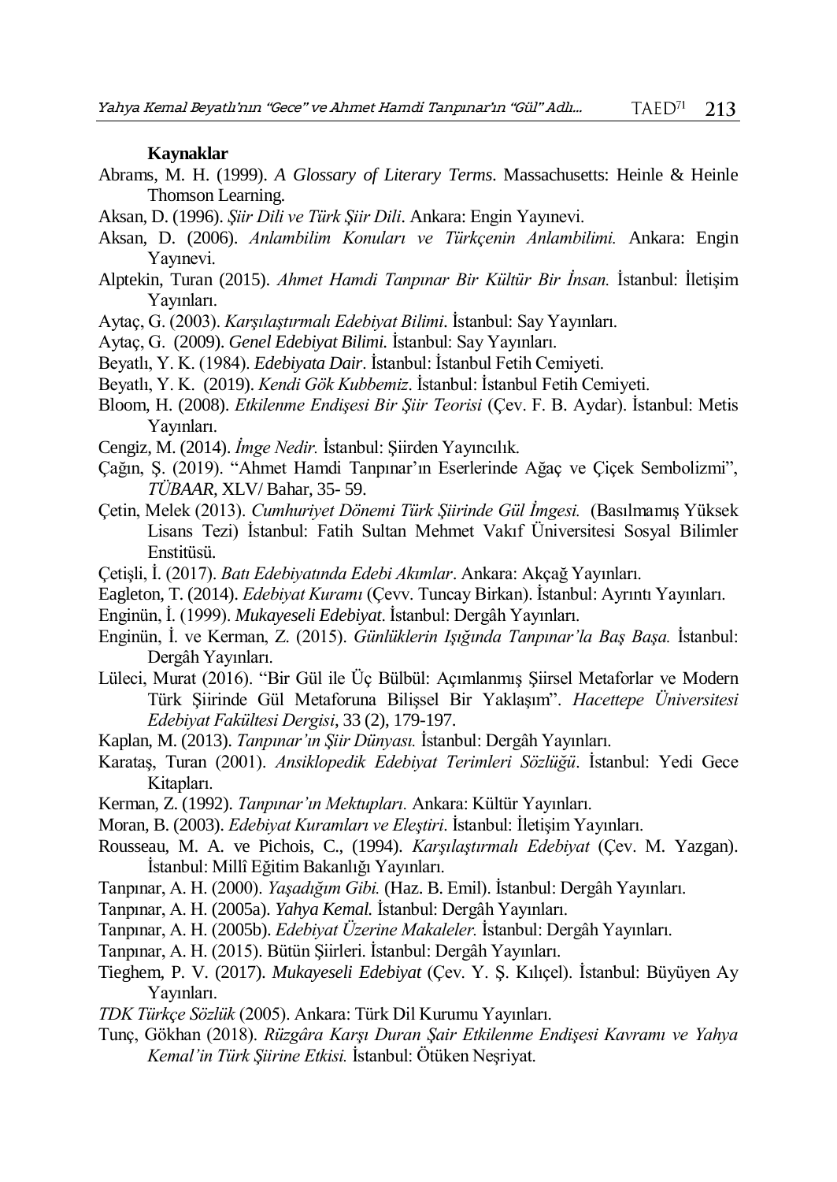**Kaynaklar**

Abrams, M. H. (1999). *A Glossary of Literary Terms*. Massachusetts: Heinle & Heinle Thomson Learning.

Aksan, D. (1996). *Şiir Dili ve Türk Şiir Dili*. Ankara: Engin Yayınevi.

Aksan, D. (2006). *Anlambilim Konuları ve Türkçenin Anlambilimi.* Ankara: Engin Yayınevi.

Alptekin, Turan (2015). *Ahmet Hamdi Tanpınar Bir Kültür Bir İnsan.* İstanbul: İletişim Yayınları.

Aytaç, G. (2003). *Karşılaştırmalı Edebiyat Bilimi*. İstanbul: Say Yayınları.

Aytaç, G. (2009). *Genel Edebiyat Bilimi.* İstanbul: Say Yayınları.

Beyatlı, Y. K. (1984). *Edebiyata Dair*. İstanbul: İstanbul Fetih Cemiyeti.

Beyatlı, Y. K. (2019). *Kendi Gök Kubbemiz*. İstanbul: İstanbul Fetih Cemiyeti.

Bloom, H. (2008). *Etkilenme Endişesi Bir Şiir Teorisi* (Çev. F. B. Aydar). İstanbul: Metis Yayınları.

Cengiz, M. (2014). *İmge Nedir.* İstanbul: Şiirden Yayıncılık.

Çağın, Ş. (2019). "Ahmet Hamdi Tanpınar'ın Eserlerinde Ağaç ve Çiçek Sembolizmi", *TÜBAAR*, XLV/ Bahar, 35- 59.

Çetin, Melek (2013). *Cumhuriyet Dönemi Türk Şiirinde Gül İmgesi.* (Basılmamış Yüksek Lisans Tezi) İstanbul: Fatih Sultan Mehmet Vakıf Üniversitesi Sosyal Bilimler Enstitüsü.

Çetişli, İ. (2017). *Batı Edebiyatında Edebi Akımlar*. Ankara: Akçağ Yayınları.

Eagleton, T. (2014). *Edebiyat Kuramı* (Çevv. Tuncay Birkan). İstanbul: Ayrıntı Yayınları.

Enginün, İ. (1999). *Mukayeseli Edebiyat*. İstanbul: Dergâh Yayınları.

Enginün, İ. ve Kerman, Z. (2015). *Günlüklerin Işığında Tanpınar'la Baş Başa.* İstanbul: Dergâh Yayınları.

Lüleci, Murat (2016). "Bir Gül ile Üç Bülbül: Açımlanmış Şiirsel Metaforlar ve Modern Türk Şiirinde Gül Metaforuna Bilişsel Bir Yaklaşım". *Hacettepe Üniversitesi Edebiyat Fakültesi Dergisi*, 33 (2), 179-197.

Kaplan, M. (2013). *Tanpınar'ın Şiir Dünyası.* İstanbul: Dergâh Yayınları.

Karataş, Turan (2001). *Ansiklopedik Edebiyat Terimleri Sözlüğü*. İstanbul: Yedi Gece Kitapları.

Kerman, Z. (1992). *Tanpınar'ın Mektupları.* Ankara: Kültür Yayınları.

Moran, B. (2003). *Edebiyat Kuramları ve Eleştiri*. İstanbul: İletişim Yayınları.

Rousseau, M. A. ve Pichois, C., (1994). *Karşılaştırmalı Edebiyat* (Çev. M. Yazgan). İstanbul: Millî Eğitim Bakanlığı Yayınları.

Tanpınar, A. H. (2000). *Yaşadığım Gibi.* (Haz. B. Emil). İstanbul: Dergâh Yayınları.

Tanpınar, A. H. (2005a). *Yahya Kemal.* İstanbul: Dergâh Yayınları.

Tanpınar, A. H. (2005b). *Edebiyat Üzerine Makaleler.* İstanbul: Dergâh Yayınları.

Tanpınar, A. H. (2015). Bütün Şiirleri. İstanbul: Dergâh Yayınları.

Tieghem, P. V. (2017). *Mukayeseli Edebiyat* (Çev. Y. Ş. Kılıçel). İstanbul: Büyüyen Ay Yayınları.

*TDK Türkçe Sözlük* (2005). Ankara: Türk Dil Kurumu Yayınları.

Tunç, Gökhan (2018). *Rüzgâra Karşı Duran Şair Etkilenme Endişesi Kavramı ve Yahya Kemal'in Türk Şiirine Etkisi.* İstanbul: Ötüken Neşriyat.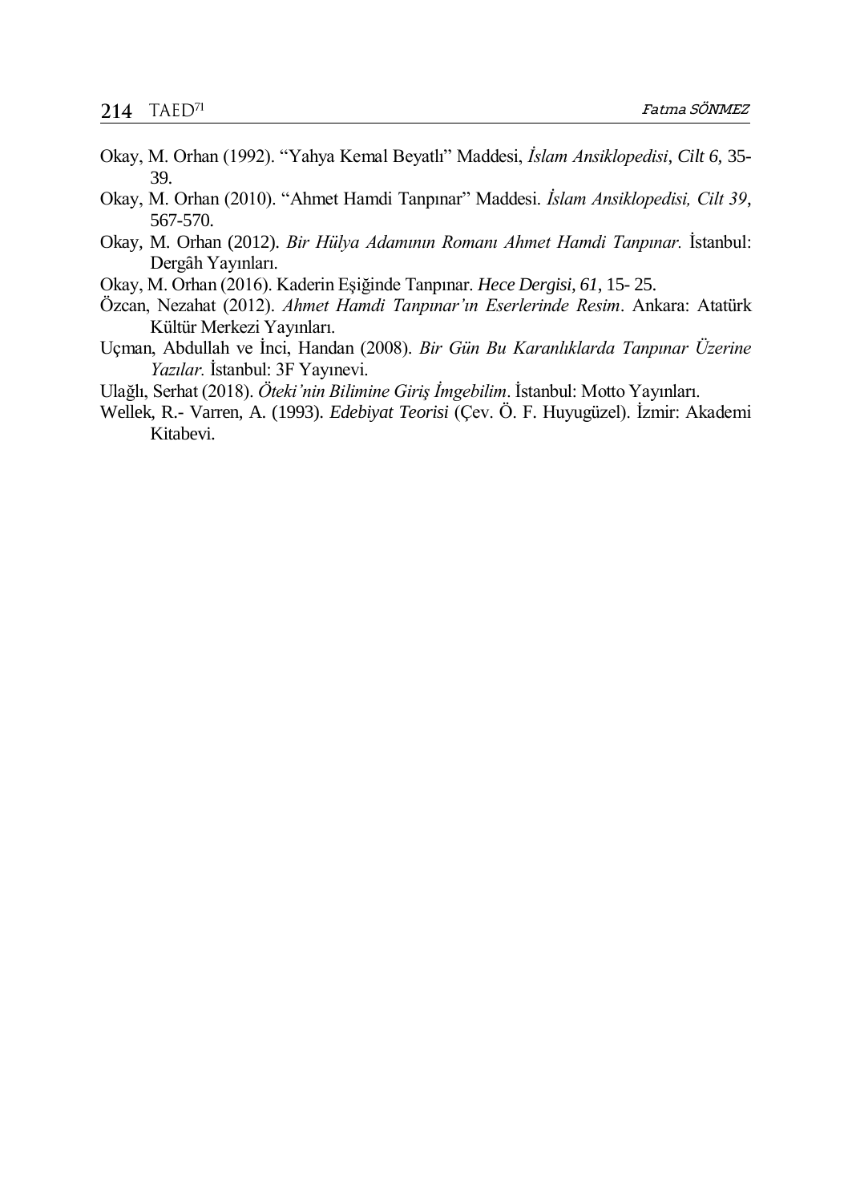Okay, M. Orhan (1992). "Yahya Kemal Beyatlı" Maddesi, *İslam Ansiklopedisi*, *Cilt 6*, 35-39.

Okay, M. Orhan (2010). "Ahmet Hamdi Tanpınar" Maddesi. *İslam Ansiklopedisi, Cilt 39*, 567-570.

Okay, M. Orhan (2012). *Bir Hülya Adamının Romanı Ahmet Hamdi Tanpınar.* İstanbul: Dergâh Yayınları.

Okay, M. Orhan (2016). Kaderin Eşiğinde Tanpınar. *Hece Dergisi, 61*, 15- 25.

Özcan, Nezahat (2012). *Ahmet Hamdi Tanpınar'ın Eserlerinde Resim*. Ankara: Atatürk Kültür Merkezi Yayınları.

Uçman, Abdullah ve İnci, Handan (2008). *Bir Gün Bu Karanlıklarda Tanpınar Üzerine Yazılar.* İstanbul: 3F Yayınevi.

Ulağlı, Serhat (2018). *Öteki'nin Bilimine Giriş İmgebilim*. İstanbul: Motto Yayınları.

Wellek, R.- Varren, A. (1993). *Edebiyat Teorisi* (Çev. Ö. F. Huyugüzel). İzmir: Akademi Kitabevi.